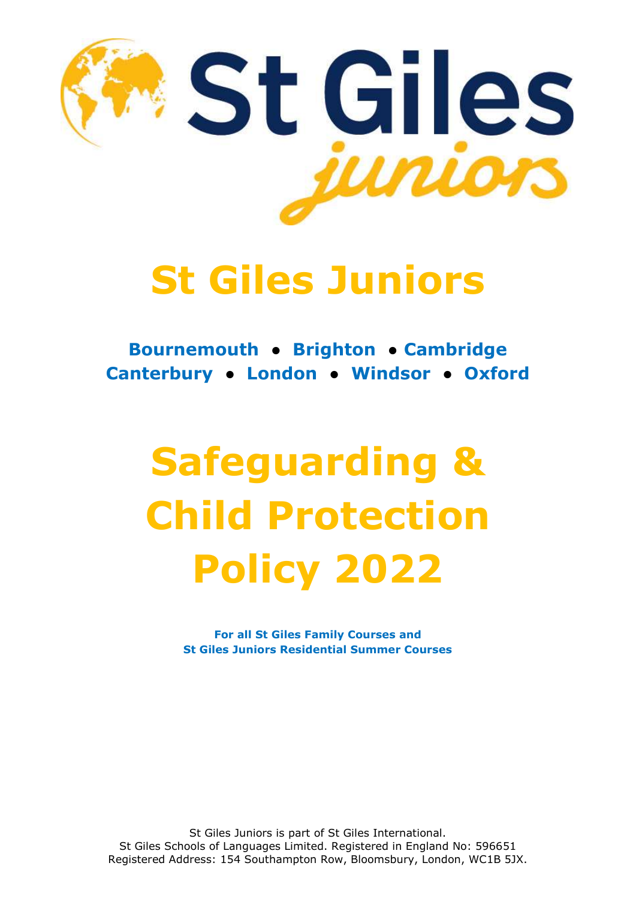# St Giles Juniors

**Bournemouth • Brighton • Cambridge**
**Canterbury • London • Windsor • Oxford**

# Safeguarding & Child Protection Policy 2022

**For all St Giles Family Courses and**
**St Giles Juniors Residential Summer Courses**

St Giles Juniors is part of St Giles International.
St Giles Schools of Languages Limited. Registered in England No: 596651
Registered Address: 154 Southampton Row, Bloomsbury, London, WC1B 5JX.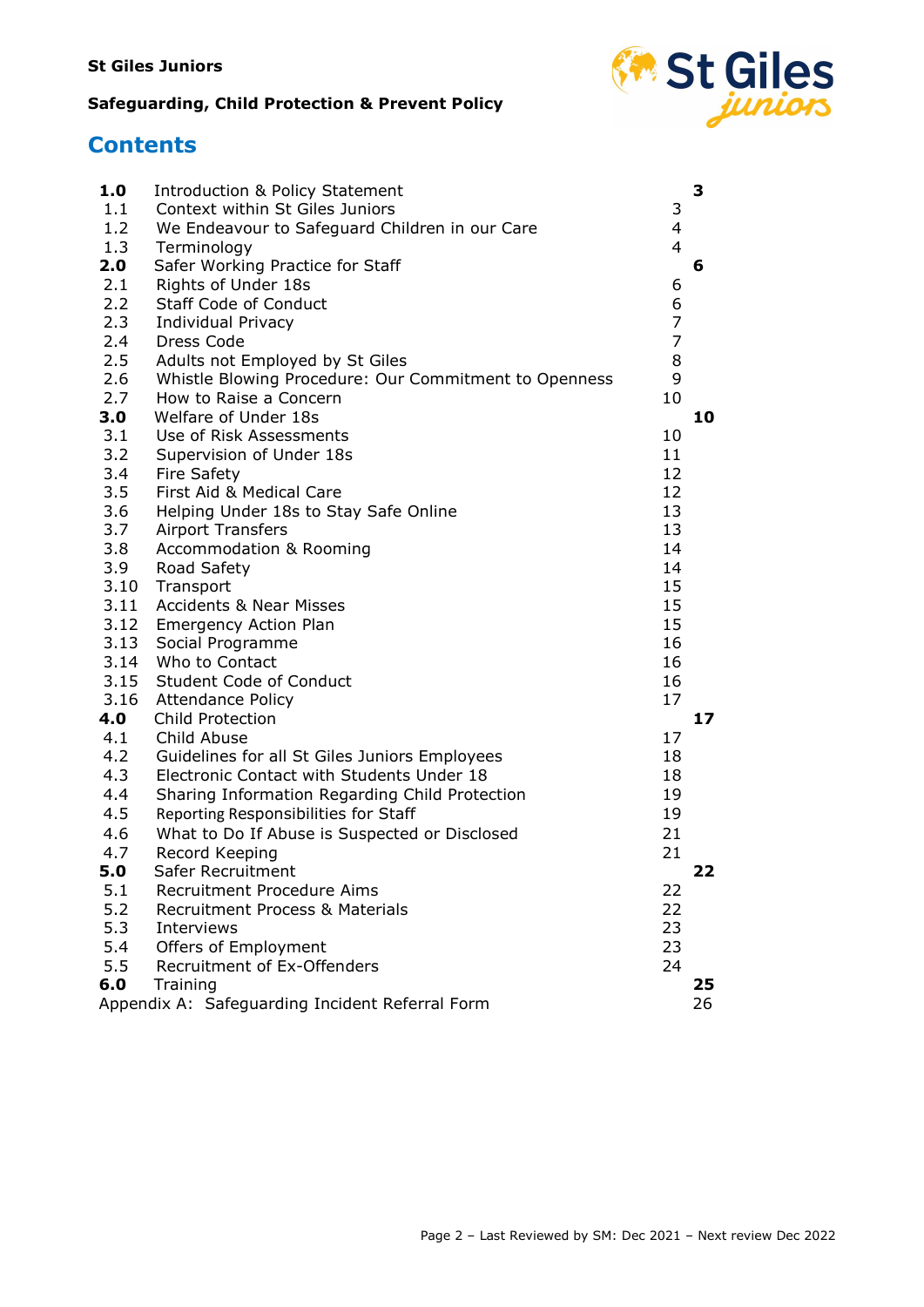## Contents

| | | |
|---|---|---|
| **1.0** | Introduction & Policy Statement | **3** |
| 1.1 | Context within St Giles Juniors | 3 |
| 1.2 | We Endeavour to Safeguard Children in our Care | 4 |
| 1.3 | Terminology | 4 |
| **2.0** | Safer Working Practice for Staff | **6** |
| 2.1 | Rights of Under 18s | 6 |
| 2.2 | Staff Code of Conduct | 6 |
| 2.3 | Individual Privacy | 7 |
| 2.4 | Dress Code | 7 |
| 2.5 | Adults not Employed by St Giles | 8 |
| 2.6 | Whistle Blowing Procedure: Our Commitment to Openness | 9 |
| 2.7 | How to Raise a Concern | 10 |
| **3.0** | Welfare of Under 18s | **10** |
| 3.1 | Use of Risk Assessments | 10 |
| 3.2 | Supervision of Under 18s | 11 |
| 3.4 | Fire Safety | 12 |
| 3.5 | First Aid & Medical Care | 12 |
| 3.6 | Helping Under 18s to Stay Safe Online | 13 |
| 3.7 | Airport Transfers | 13 |
| 3.8 | Accommodation & Rooming | 14 |
| 3.9 | Road Safety | 14 |
| 3.10 | Transport | 15 |
| 3.11 | Accidents & Near Misses | 15 |
| 3.12 | Emergency Action Plan | 15 |
| 3.13 | Social Programme | 16 |
| 3.14 | Who to Contact | 16 |
| 3.15 | Student Code of Conduct | 16 |
| 3.16 | Attendance Policy | 17 |
| **4.0** | Child Protection | **17** |
| 4.1 | Child Abuse | 17 |
| 4.2 | Guidelines for all St Giles Juniors Employees | 18 |
| 4.3 | Electronic Contact with Students Under 18 | 18 |
| 4.4 | Sharing Information Regarding Child Protection | 19 |
| 4.5 | Reporting Responsibilities for Staff | 19 |
| 4.6 | What to Do If Abuse is Suspected or Disclosed | 21 |
| 4.7 | Record Keeping | 21 |
| **5.0** | Safer Recruitment | **22** |
| 5.1 | Recruitment Procedure Aims | 22 |
| 5.2 | Recruitment Process & Materials | 22 |
| 5.3 | Interviews | 23 |
| 5.4 | Offers of Employment | 23 |
| 5.5 | Recruitment of Ex-Offenders | 24 |
| **6.0** | Training | **25** |
| Appendix A: | Safeguarding Incident Referral Form | 26 |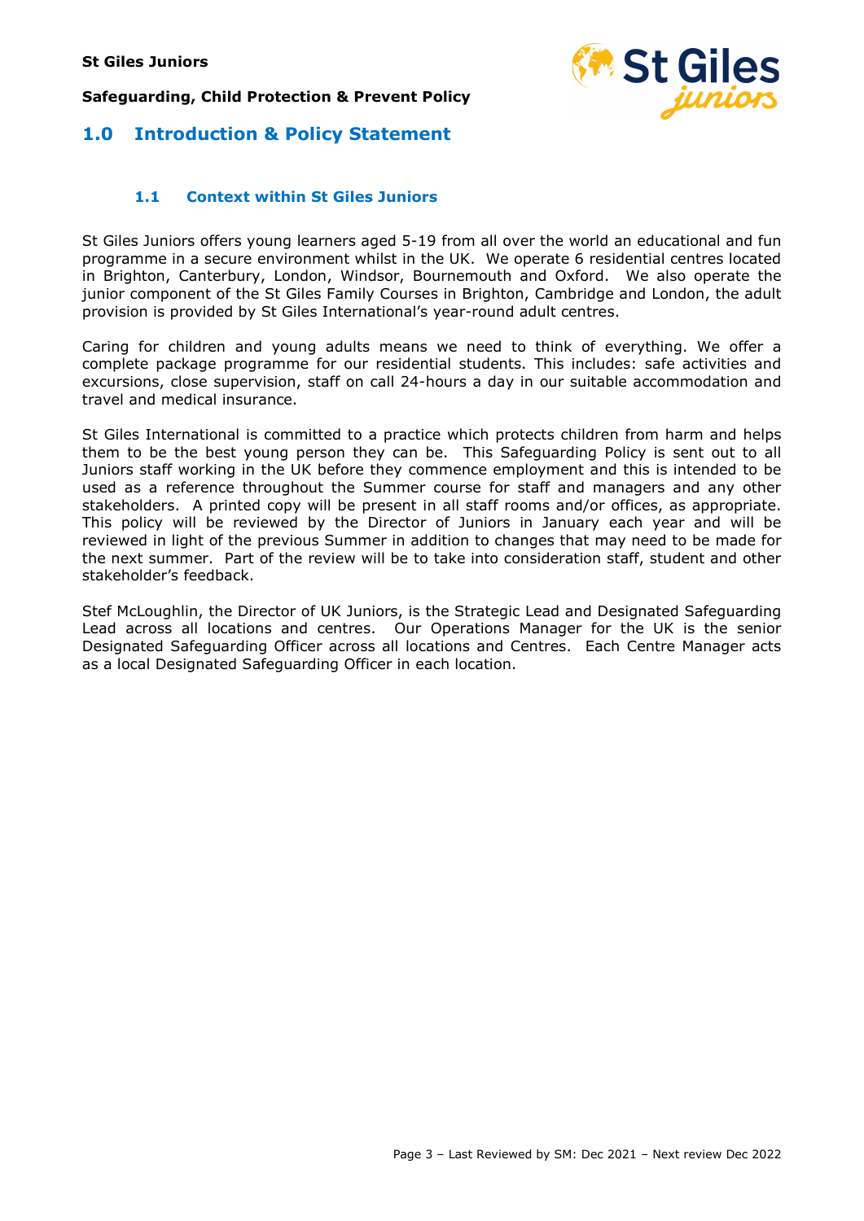## 1.0 Introduction & Policy Statement

### 1.1 Context within St Giles Juniors

St Giles Juniors offers young learners aged 5-19 from all over the world an educational and fun programme in a secure environment whilst in the UK. We operate 6 residential centres located in Brighton, Canterbury, London, Windsor, Bournemouth and Oxford. We also operate the junior component of the St Giles Family Courses in Brighton, Cambridge and London, the adult provision is provided by St Giles International's year-round adult centres.

Caring for children and young adults means we need to think of everything. We offer a complete package programme for our residential students. This includes: safe activities and excursions, close supervision, staff on call 24-hours a day in our suitable accommodation and travel and medical insurance.

St Giles International is committed to a practice which protects children from harm and helps them to be the best young person they can be. This Safeguarding Policy is sent out to all Juniors staff working in the UK before they commence employment and this is intended to be used as a reference throughout the Summer course for staff and managers and any other stakeholders. A printed copy will be present in all staff rooms and/or offices, as appropriate. This policy will be reviewed by the Director of Juniors in January each year and will be reviewed in light of the previous Summer in addition to changes that may need to be made for the next summer. Part of the review will be to take into consideration staff, student and other stakeholder's feedback.

Stef McLoughlin, the Director of UK Juniors, is the Strategic Lead and Designated Safeguarding Lead across all locations and centres. Our Operations Manager for the UK is the senior Designated Safeguarding Officer across all locations and Centres. Each Centre Manager acts as a local Designated Safeguarding Officer in each location.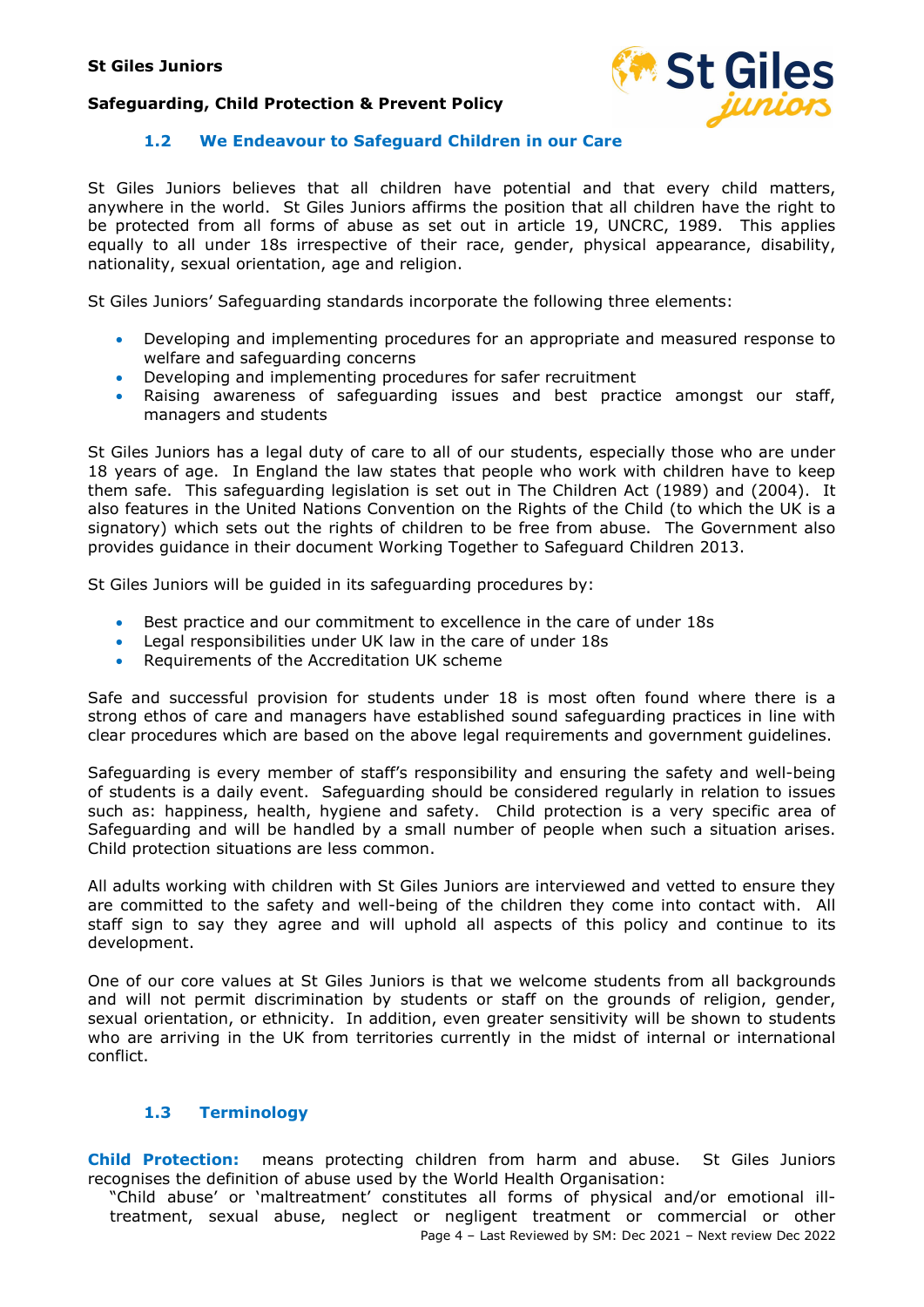### 1.2 We Endeavour to Safeguard Children in our Care

St Giles Juniors believes that all children have potential and that every child matters, anywhere in the world. St Giles Juniors affirms the position that all children have the right to be protected from all forms of abuse as set out in article 19, UNCRC, 1989. This applies equally to all under 18s irrespective of their race, gender, physical appearance, disability, nationality, sexual orientation, age and religion.

St Giles Juniors' Safeguarding standards incorporate the following three elements:

- Developing and implementing procedures for an appropriate and measured response to welfare and safeguarding concerns
- Developing and implementing procedures for safer recruitment
- Raising awareness of safeguarding issues and best practice amongst our staff, managers and students

St Giles Juniors has a legal duty of care to all of our students, especially those who are under 18 years of age. In England the law states that people who work with children have to keep them safe. This safeguarding legislation is set out in The Children Act (1989) and (2004). It also features in the United Nations Convention on the Rights of the Child (to which the UK is a signatory) which sets out the rights of children to be free from abuse. The Government also provides guidance in their document Working Together to Safeguard Children 2013.

St Giles Juniors will be guided in its safeguarding procedures by:

- Best practice and our commitment to excellence in the care of under 18s
- Legal responsibilities under UK law in the care of under 18s
- Requirements of the Accreditation UK scheme

Safe and successful provision for students under 18 is most often found where there is a strong ethos of care and managers have established sound safeguarding practices in line with clear procedures which are based on the above legal requirements and government guidelines.

Safeguarding is every member of staff's responsibility and ensuring the safety and well-being of students is a daily event. Safeguarding should be considered regularly in relation to issues such as: happiness, health, hygiene and safety. Child protection is a very specific area of Safeguarding and will be handled by a small number of people when such a situation arises. Child protection situations are less common.

All adults working with children with St Giles Juniors are interviewed and vetted to ensure they are committed to the safety and well-being of the children they come into contact with. All staff sign to say they agree and will uphold all aspects of this policy and continue to its development.

One of our core values at St Giles Juniors is that we welcome students from all backgrounds and will not permit discrimination by students or staff on the grounds of religion, gender, sexual orientation, or ethnicity. In addition, even greater sensitivity will be shown to students who are arriving in the UK from territories currently in the midst of internal or international conflict.

### 1.3 Terminology

**Child Protection:** means protecting children from harm and abuse. St Giles Juniors recognises the definition of abuse used by the World Health Organisation:

"Child abuse' or 'maltreatment' constitutes all forms of physical and/or emotional ill-treatment, sexual abuse, neglect or negligent treatment or commercial or other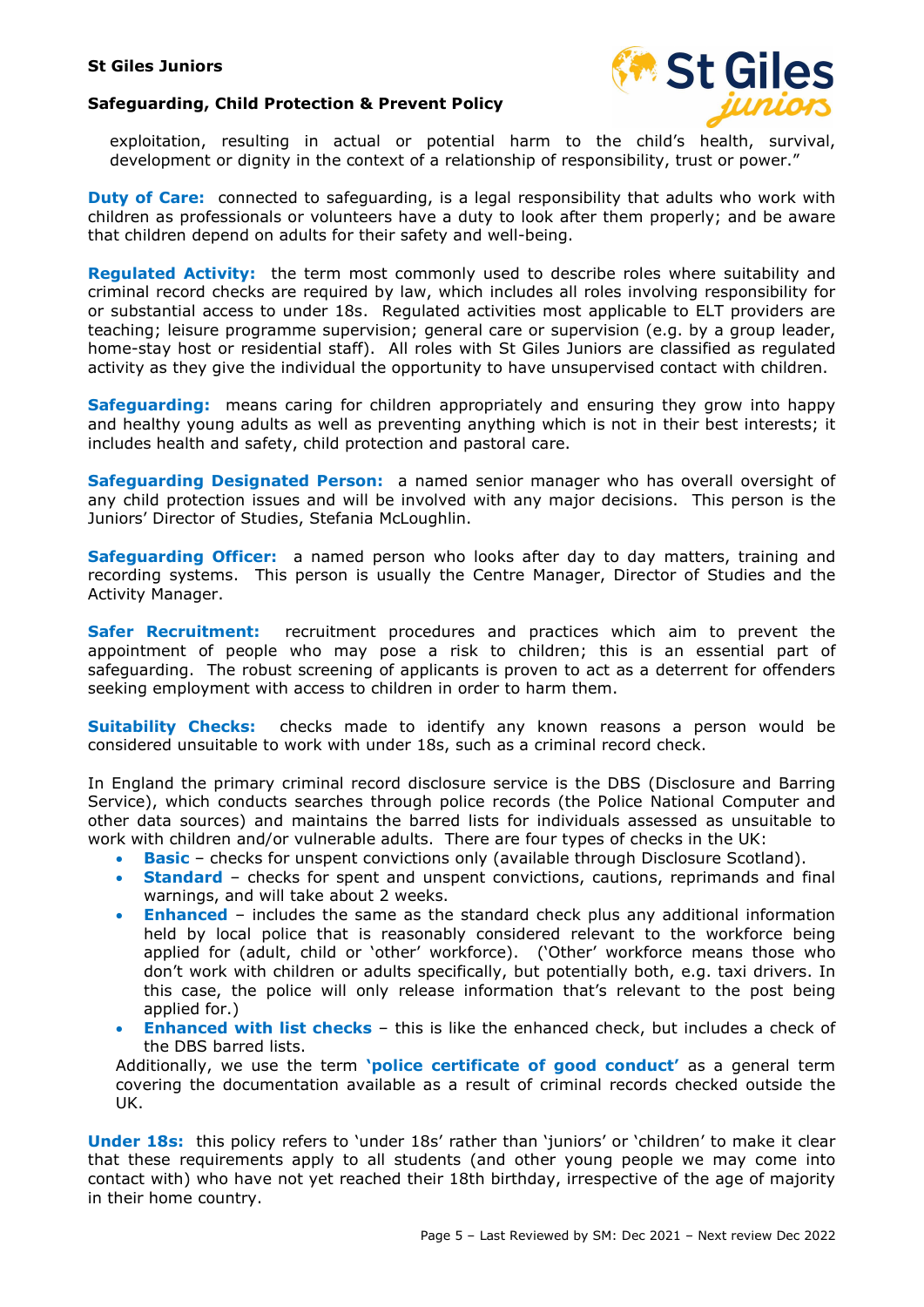exploitation, resulting in actual or potential harm to the child's health, survival, development or dignity in the context of a relationship of responsibility, trust or power."

**Duty of Care:** connected to safeguarding, is a legal responsibility that adults who work with children as professionals or volunteers have a duty to look after them properly; and be aware that children depend on adults for their safety and well-being.

**Regulated Activity:** the term most commonly used to describe roles where suitability and criminal record checks are required by law, which includes all roles involving responsibility for or substantial access to under 18s. Regulated activities most applicable to ELT providers are teaching; leisure programme supervision; general care or supervision (e.g. by a group leader, home-stay host or residential staff). All roles with St Giles Juniors are classified as regulated activity as they give the individual the opportunity to have unsupervised contact with children.

**Safeguarding:** means caring for children appropriately and ensuring they grow into happy and healthy young adults as well as preventing anything which is not in their best interests; it includes health and safety, child protection and pastoral care.

**Safeguarding Designated Person:** a named senior manager who has overall oversight of any child protection issues and will be involved with any major decisions. This person is the Juniors' Director of Studies, Stefania McLoughlin.

**Safeguarding Officer:** a named person who looks after day to day matters, training and recording systems. This person is usually the Centre Manager, Director of Studies and the Activity Manager.

**Safer Recruitment:** recruitment procedures and practices which aim to prevent the appointment of people who may pose a risk to children; this is an essential part of safeguarding. The robust screening of applicants is proven to act as a deterrent for offenders seeking employment with access to children in order to harm them.

**Suitability Checks:** checks made to identify any known reasons a person would be considered unsuitable to work with under 18s, such as a criminal record check.

In England the primary criminal record disclosure service is the DBS (Disclosure and Barring Service), which conducts searches through police records (the Police National Computer and other data sources) and maintains the barred lists for individuals assessed as unsuitable to work with children and/or vulnerable adults. There are four types of checks in the UK:

- **Basic** – checks for unspent convictions only (available through Disclosure Scotland).
- **Standard** – checks for spent and unspent convictions, cautions, reprimands and final warnings, and will take about 2 weeks.
- **Enhanced** – includes the same as the standard check plus any additional information held by local police that is reasonably considered relevant to the workforce being applied for (adult, child or 'other' workforce). ('Other' workforce means those who don't work with children or adults specifically, but potentially both, e.g. taxi drivers. In this case, the police will only release information that's relevant to the post being applied for.)
- **Enhanced with list checks** – this is like the enhanced check, but includes a check of the DBS barred lists.

Additionally, we use the term **'police certificate of good conduct'** as a general term covering the documentation available as a result of criminal records checked outside the UK.

**Under 18s:** this policy refers to 'under 18s' rather than 'juniors' or 'children' to make it clear that these requirements apply to all students (and other young people we may come into contact with) who have not yet reached their 18th birthday, irrespective of the age of majority in their home country.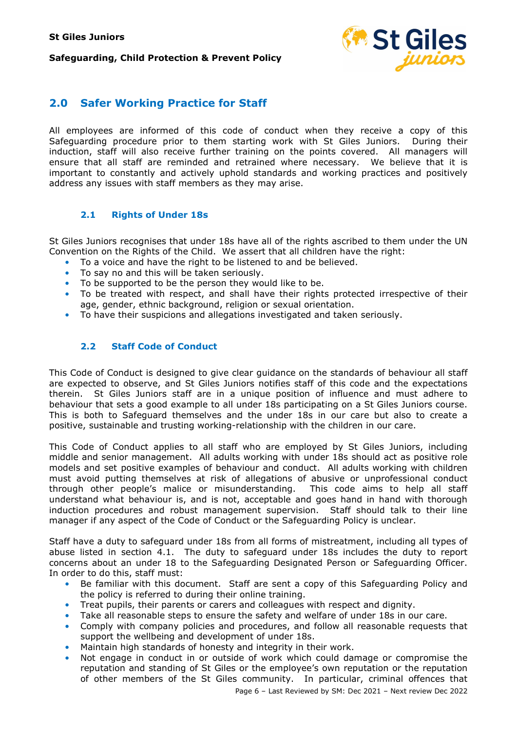## 2.0 Safer Working Practice for Staff

All employees are informed of this code of conduct when they receive a copy of this Safeguarding procedure prior to them starting work with St Giles Juniors. During their induction, staff will also receive further training on the points covered. All managers will ensure that all staff are reminded and retrained where necessary. We believe that it is important to constantly and actively uphold standards and working practices and positively address any issues with staff members as they may arise.

### 2.1 Rights of Under 18s

St Giles Juniors recognises that under 18s have all of the rights ascribed to them under the UN Convention on the Rights of the Child. We assert that all children have the right:

- To a voice and have the right to be listened to and be believed.
- To say no and this will be taken seriously.
- To be supported to be the person they would like to be.
- To be treated with respect, and shall have their rights protected irrespective of their age, gender, ethnic background, religion or sexual orientation.
- To have their suspicions and allegations investigated and taken seriously.

### 2.2 Staff Code of Conduct

This Code of Conduct is designed to give clear guidance on the standards of behaviour all staff are expected to observe, and St Giles Juniors notifies staff of this code and the expectations therein. St Giles Juniors staff are in a unique position of influence and must adhere to behaviour that sets a good example to all under 18s participating on a St Giles Juniors course. This is both to Safeguard themselves and the under 18s in our care but also to create a positive, sustainable and trusting working-relationship with the children in our care.

This Code of Conduct applies to all staff who are employed by St Giles Juniors, including middle and senior management. All adults working with under 18s should act as positive role models and set positive examples of behaviour and conduct. All adults working with children must avoid putting themselves at risk of allegations of abusive or unprofessional conduct through other people's malice or misunderstanding. This code aims to help all staff understand what behaviour is, and is not, acceptable and goes hand in hand with thorough induction procedures and robust management supervision. Staff should talk to their line manager if any aspect of the Code of Conduct or the Safeguarding Policy is unclear.

Staff have a duty to safeguard under 18s from all forms of mistreatment, including all types of abuse listed in section 4.1. The duty to safeguard under 18s includes the duty to report concerns about an under 18 to the Safeguarding Designated Person or Safeguarding Officer. In order to do this, staff must:

- Be familiar with this document. Staff are sent a copy of this Safeguarding Policy and the policy is referred to during their online training.
- Treat pupils, their parents or carers and colleagues with respect and dignity.
- Take all reasonable steps to ensure the safety and welfare of under 18s in our care.
- Comply with company policies and procedures, and follow all reasonable requests that support the wellbeing and development of under 18s.
- Maintain high standards of honesty and integrity in their work.
- Not engage in conduct in or outside of work which could damage or compromise the reputation and standing of St Giles or the employee's own reputation or the reputation of other members of the St Giles community. In particular, criminal offences that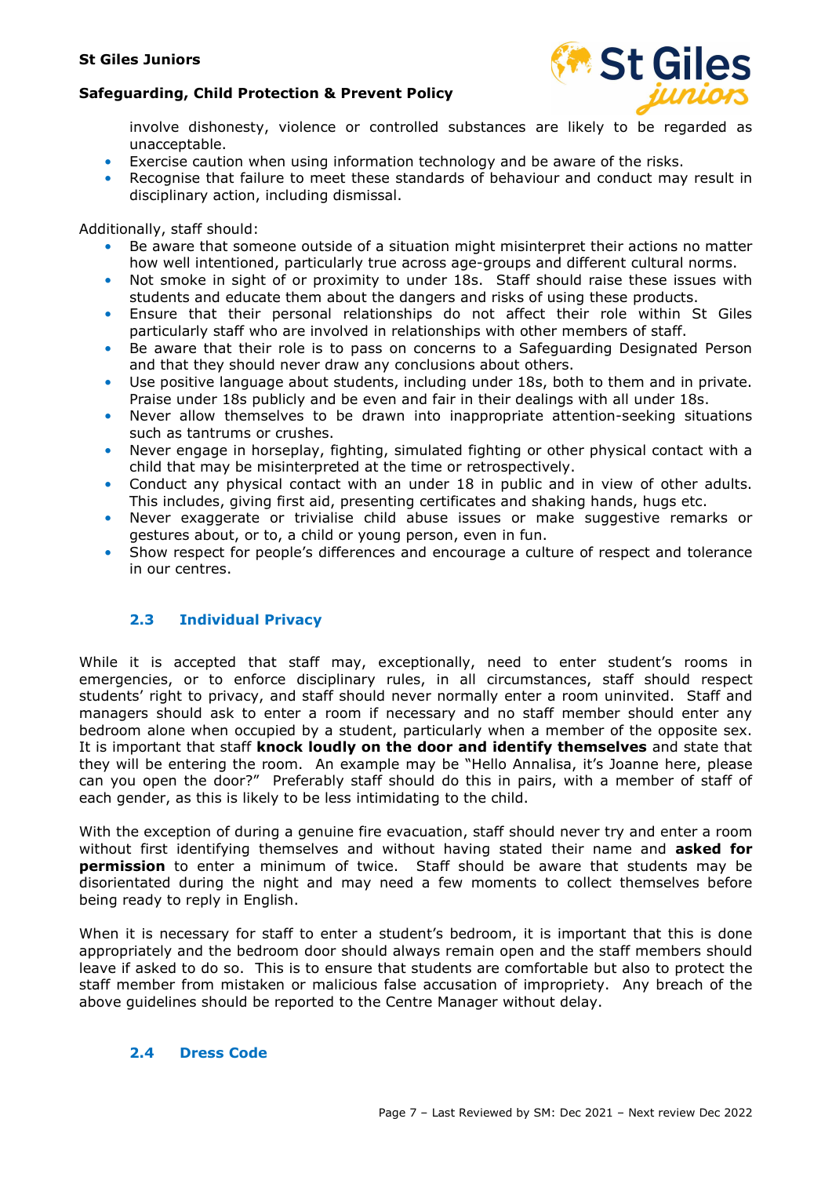involve dishonesty, violence or controlled substances are likely to be regarded as unacceptable.
- Exercise caution when using information technology and be aware of the risks.
- Recognise that failure to meet these standards of behaviour and conduct may result in disciplinary action, including dismissal.

Additionally, staff should:

- Be aware that someone outside of a situation might misinterpret their actions no matter how well intentioned, particularly true across age-groups and different cultural norms.
- Not smoke in sight of or proximity to under 18s. Staff should raise these issues with students and educate them about the dangers and risks of using these products.
- Ensure that their personal relationships do not affect their role within St Giles particularly staff who are involved in relationships with other members of staff.
- Be aware that their role is to pass on concerns to a Safeguarding Designated Person and that they should never draw any conclusions about others.
- Use positive language about students, including under 18s, both to them and in private. Praise under 18s publicly and be even and fair in their dealings with all under 18s.
- Never allow themselves to be drawn into inappropriate attention-seeking situations such as tantrums or crushes.
- Never engage in horseplay, fighting, simulated fighting or other physical contact with a child that may be misinterpreted at the time or retrospectively.
- Conduct any physical contact with an under 18 in public and in view of other adults. This includes, giving first aid, presenting certificates and shaking hands, hugs etc.
- Never exaggerate or trivialise child abuse issues or make suggestive remarks or gestures about, or to, a child or young person, even in fun.
- Show respect for people's differences and encourage a culture of respect and tolerance in our centres.

### 2.3 Individual Privacy

While it is accepted that staff may, exceptionally, need to enter student's rooms in emergencies, or to enforce disciplinary rules, in all circumstances, staff should respect students' right to privacy, and staff should never normally enter a room uninvited. Staff and managers should ask to enter a room if necessary and no staff member should enter any bedroom alone when occupied by a student, particularly when a member of the opposite sex. It is important that staff **knock loudly on the door and identify themselves** and state that they will be entering the room. An example may be "Hello Annalisa, it's Joanne here, please can you open the door?" Preferably staff should do this in pairs, with a member of staff of each gender, as this is likely to be less intimidating to the child.

With the exception of during a genuine fire evacuation, staff should never try and enter a room without first identifying themselves and without having stated their name and **asked for permission** to enter a minimum of twice. Staff should be aware that students may be disorientated during the night and may need a few moments to collect themselves before being ready to reply in English.

When it is necessary for staff to enter a student's bedroom, it is important that this is done appropriately and the bedroom door should always remain open and the staff members should leave if asked to do so. This is to ensure that students are comfortable but also to protect the staff member from mistaken or malicious false accusation of impropriety. Any breach of the above guidelines should be reported to the Centre Manager without delay.

### 2.4 Dress Code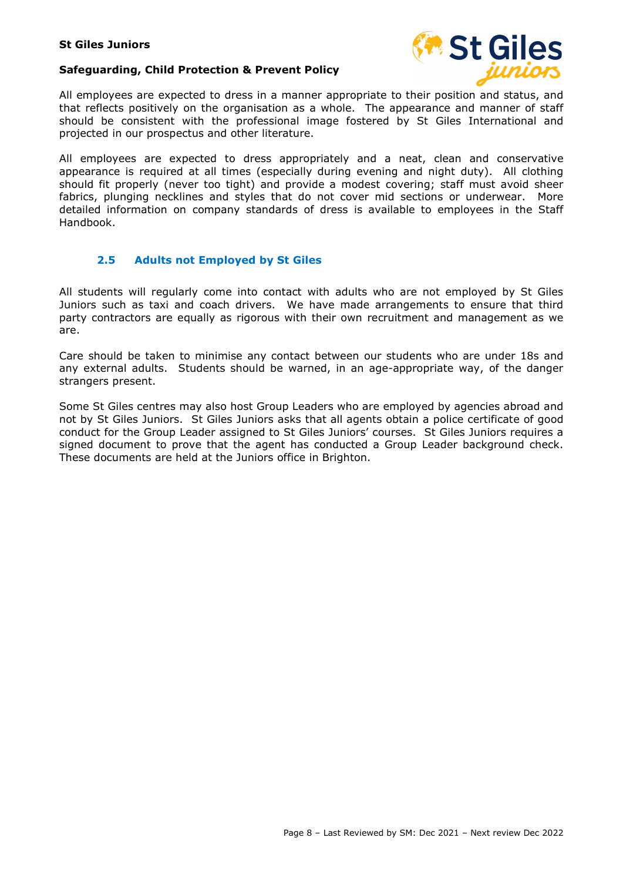All employees are expected to dress in a manner appropriate to their position and status, and that reflects positively on the organisation as a whole. The appearance and manner of staff should be consistent with the professional image fostered by St Giles International and projected in our prospectus and other literature.

All employees are expected to dress appropriately and a neat, clean and conservative appearance is required at all times (especially during evening and night duty). All clothing should fit properly (never too tight) and provide a modest covering; staff must avoid sheer fabrics, plunging necklines and styles that do not cover mid sections or underwear. More detailed information on company standards of dress is available to employees in the Staff Handbook.

### 2.5 Adults not Employed by St Giles

All students will regularly come into contact with adults who are not employed by St Giles Juniors such as taxi and coach drivers. We have made arrangements to ensure that third party contractors are equally as rigorous with their own recruitment and management as we are.

Care should be taken to minimise any contact between our students who are under 18s and any external adults. Students should be warned, in an age-appropriate way, of the danger strangers present.

Some St Giles centres may also host Group Leaders who are employed by agencies abroad and not by St Giles Juniors. St Giles Juniors asks that all agents obtain a police certificate of good conduct for the Group Leader assigned to St Giles Juniors' courses. St Giles Juniors requires a signed document to prove that the agent has conducted a Group Leader background check. These documents are held at the Juniors office in Brighton.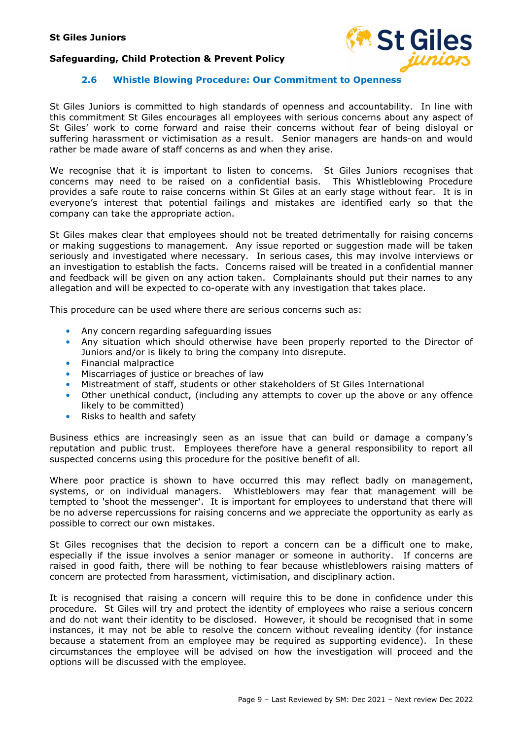### 2.6 Whistle Blowing Procedure: Our Commitment to Openness

St Giles Juniors is committed to high standards of openness and accountability. In line with this commitment St Giles encourages all employees with serious concerns about any aspect of St Giles' work to come forward and raise their concerns without fear of being disloyal or suffering harassment or victimisation as a result. Senior managers are hands-on and would rather be made aware of staff concerns as and when they arise.

We recognise that it is important to listen to concerns. St Giles Juniors recognises that concerns may need to be raised on a confidential basis. This Whistleblowing Procedure provides a safe route to raise concerns within St Giles at an early stage without fear. It is in everyone's interest that potential failings and mistakes are identified early so that the company can take the appropriate action.

St Giles makes clear that employees should not be treated detrimentally for raising concerns or making suggestions to management. Any issue reported or suggestion made will be taken seriously and investigated where necessary. In serious cases, this may involve interviews or an investigation to establish the facts. Concerns raised will be treated in a confidential manner and feedback will be given on any action taken. Complainants should put their names to any allegation and will be expected to co-operate with any investigation that takes place.

This procedure can be used where there are serious concerns such as:

- Any concern regarding safeguarding issues
- Any situation which should otherwise have been properly reported to the Director of Juniors and/or is likely to bring the company into disrepute.
- Financial malpractice
- Miscarriages of justice or breaches of law
- Mistreatment of staff, students or other stakeholders of St Giles International
- Other unethical conduct, (including any attempts to cover up the above or any offence likely to be committed)
- Risks to health and safety

Business ethics are increasingly seen as an issue that can build or damage a company's reputation and public trust. Employees therefore have a general responsibility to report all suspected concerns using this procedure for the positive benefit of all.

Where poor practice is shown to have occurred this may reflect badly on management, systems, or on individual managers. Whistleblowers may fear that management will be tempted to 'shoot the messenger'. It is important for employees to understand that there will be no adverse repercussions for raising concerns and we appreciate the opportunity as early as possible to correct our own mistakes.

St Giles recognises that the decision to report a concern can be a difficult one to make, especially if the issue involves a senior manager or someone in authority. If concerns are raised in good faith, there will be nothing to fear because whistleblowers raising matters of concern are protected from harassment, victimisation, and disciplinary action.

It is recognised that raising a concern will require this to be done in confidence under this procedure. St Giles will try and protect the identity of employees who raise a serious concern and do not want their identity to be disclosed. However, it should be recognised that in some instances, it may not be able to resolve the concern without revealing identity (for instance because a statement from an employee may be required as supporting evidence). In these circumstances the employee will be advised on how the investigation will proceed and the options will be discussed with the employee.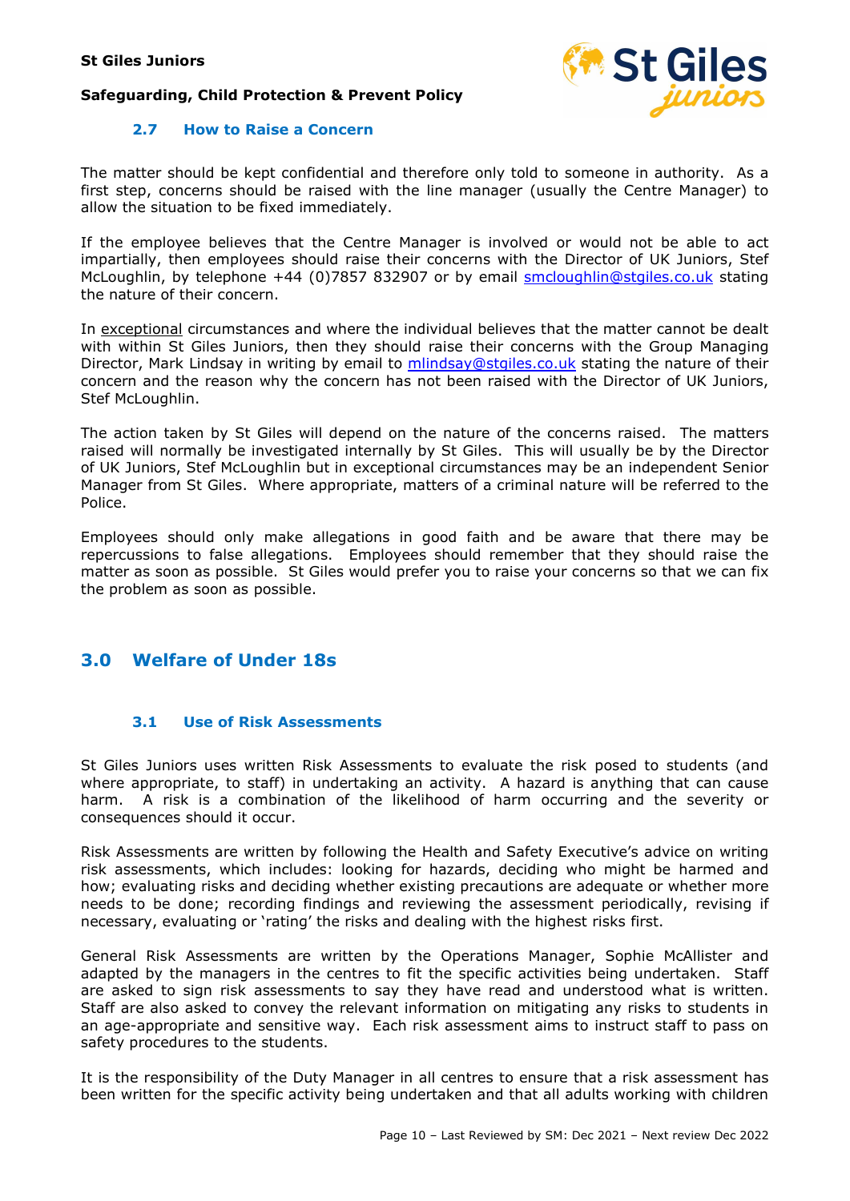### 2.7 How to Raise a Concern

The matter should be kept confidential and therefore only told to someone in authority. As a first step, concerns should be raised with the line manager (usually the Centre Manager) to allow the situation to be fixed immediately.

If the employee believes that the Centre Manager is involved or would not be able to act impartially, then employees should raise their concerns with the Director of UK Juniors, Stef McLoughlin, by telephone +44 (0)7857 832907 or by email smcloughlin@stgiles.co.uk stating the nature of their concern.

In exceptional circumstances and where the individual believes that the matter cannot be dealt with within St Giles Juniors, then they should raise their concerns with the Group Managing Director, Mark Lindsay in writing by email to mlindsay@stgiles.co.uk stating the nature of their concern and the reason why the concern has not been raised with the Director of UK Juniors, Stef McLoughlin.

The action taken by St Giles will depend on the nature of the concerns raised. The matters raised will normally be investigated internally by St Giles. This will usually be by the Director of UK Juniors, Stef McLoughlin but in exceptional circumstances may be an independent Senior Manager from St Giles. Where appropriate, matters of a criminal nature will be referred to the Police.

Employees should only make allegations in good faith and be aware that there may be repercussions to false allegations. Employees should remember that they should raise the matter as soon as possible. St Giles would prefer you to raise your concerns so that we can fix the problem as soon as possible.

## 3.0 Welfare of Under 18s

### 3.1 Use of Risk Assessments

St Giles Juniors uses written Risk Assessments to evaluate the risk posed to students (and where appropriate, to staff) in undertaking an activity. A hazard is anything that can cause harm. A risk is a combination of the likelihood of harm occurring and the severity or consequences should it occur.

Risk Assessments are written by following the Health and Safety Executive's advice on writing risk assessments, which includes: looking for hazards, deciding who might be harmed and how; evaluating risks and deciding whether existing precautions are adequate or whether more needs to be done; recording findings and reviewing the assessment periodically, revising if necessary, evaluating or 'rating' the risks and dealing with the highest risks first.

General Risk Assessments are written by the Operations Manager, Sophie McAllister and adapted by the managers in the centres to fit the specific activities being undertaken. Staff are asked to sign risk assessments to say they have read and understood what is written. Staff are also asked to convey the relevant information on mitigating any risks to students in an age-appropriate and sensitive way. Each risk assessment aims to instruct staff to pass on safety procedures to the students.

It is the responsibility of the Duty Manager in all centres to ensure that a risk assessment has been written for the specific activity being undertaken and that all adults working with children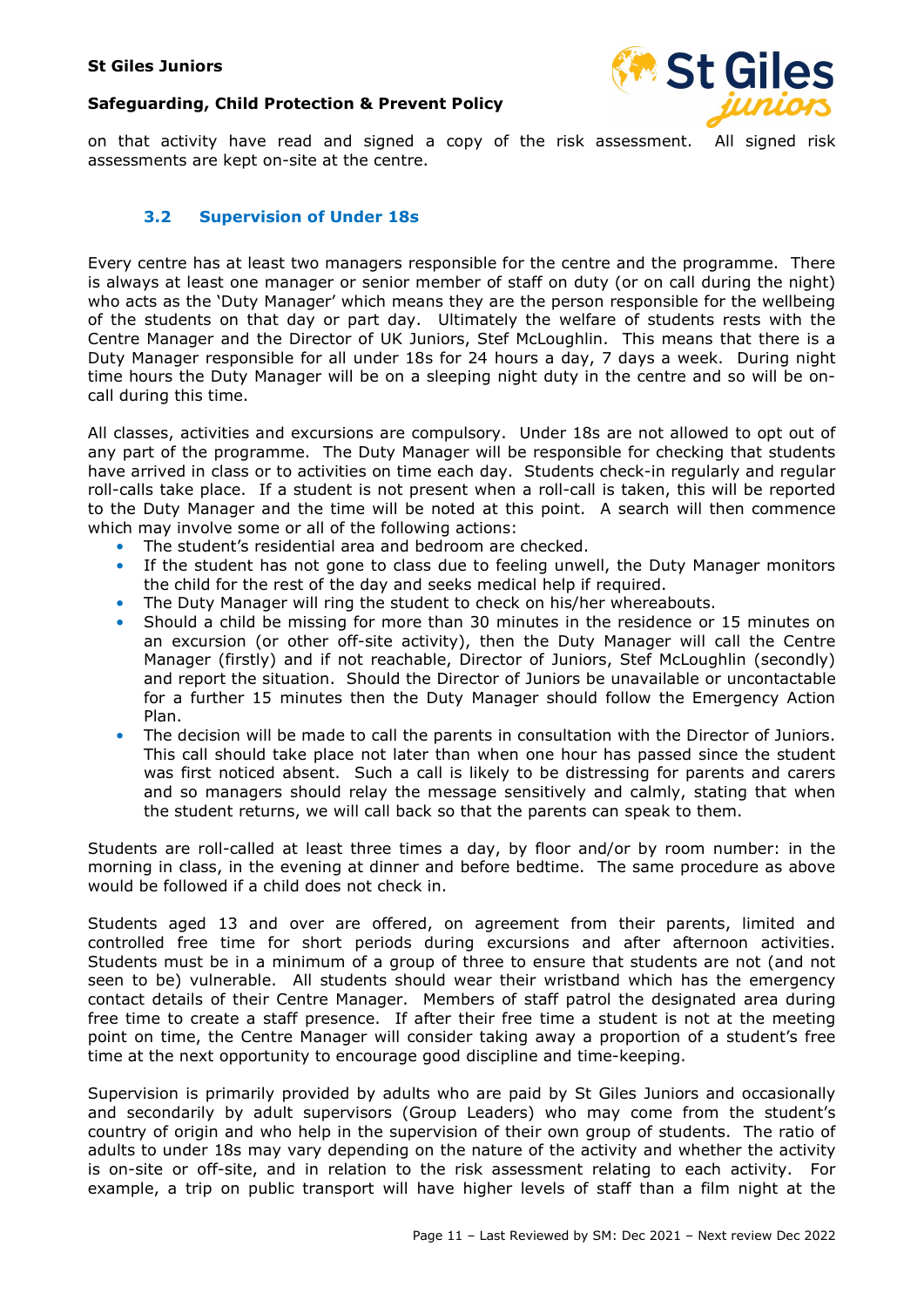on that activity have read and signed a copy of the risk assessment. All signed risk assessments are kept on-site at the centre.

### 3.2 Supervision of Under 18s

Every centre has at least two managers responsible for the centre and the programme. There is always at least one manager or senior member of staff on duty (or on call during the night) who acts as the 'Duty Manager' which means they are the person responsible for the wellbeing of the students on that day or part day. Ultimately the welfare of students rests with the Centre Manager and the Director of UK Juniors, Stef McLoughlin. This means that there is a Duty Manager responsible for all under 18s for 24 hours a day, 7 days a week. During night time hours the Duty Manager will be on a sleeping night duty in the centre and so will be on-call during this time.

All classes, activities and excursions are compulsory. Under 18s are not allowed to opt out of any part of the programme. The Duty Manager will be responsible for checking that students have arrived in class or to activities on time each day. Students check-in regularly and regular roll-calls take place. If a student is not present when a roll-call is taken, this will be reported to the Duty Manager and the time will be noted at this point. A search will then commence which may involve some or all of the following actions:

- The student's residential area and bedroom are checked.
- If the student has not gone to class due to feeling unwell, the Duty Manager monitors the child for the rest of the day and seeks medical help if required.
- The Duty Manager will ring the student to check on his/her whereabouts.
- Should a child be missing for more than 30 minutes in the residence or 15 minutes on an excursion (or other off-site activity), then the Duty Manager will call the Centre Manager (firstly) and if not reachable, Director of Juniors, Stef McLoughlin (secondly) and report the situation. Should the Director of Juniors be unavailable or uncontactable for a further 15 minutes then the Duty Manager should follow the Emergency Action Plan.
- The decision will be made to call the parents in consultation with the Director of Juniors. This call should take place not later than when one hour has passed since the student was first noticed absent. Such a call is likely to be distressing for parents and carers and so managers should relay the message sensitively and calmly, stating that when the student returns, we will call back so that the parents can speak to them.

Students are roll-called at least three times a day, by floor and/or by room number: in the morning in class, in the evening at dinner and before bedtime. The same procedure as above would be followed if a child does not check in.

Students aged 13 and over are offered, on agreement from their parents, limited and controlled free time for short periods during excursions and after afternoon activities. Students must be in a minimum of a group of three to ensure that students are not (and not seen to be) vulnerable. All students should wear their wristband which has the emergency contact details of their Centre Manager. Members of staff patrol the designated area during free time to create a staff presence. If after their free time a student is not at the meeting point on time, the Centre Manager will consider taking away a proportion of a student's free time at the next opportunity to encourage good discipline and time-keeping.

Supervision is primarily provided by adults who are paid by St Giles Juniors and occasionally and secondarily by adult supervisors (Group Leaders) who may come from the student's country of origin and who help in the supervision of their own group of students. The ratio of adults to under 18s may vary depending on the nature of the activity and whether the activity is on-site or off-site, and in relation to the risk assessment relating to each activity. For example, a trip on public transport will have higher levels of staff than a film night at the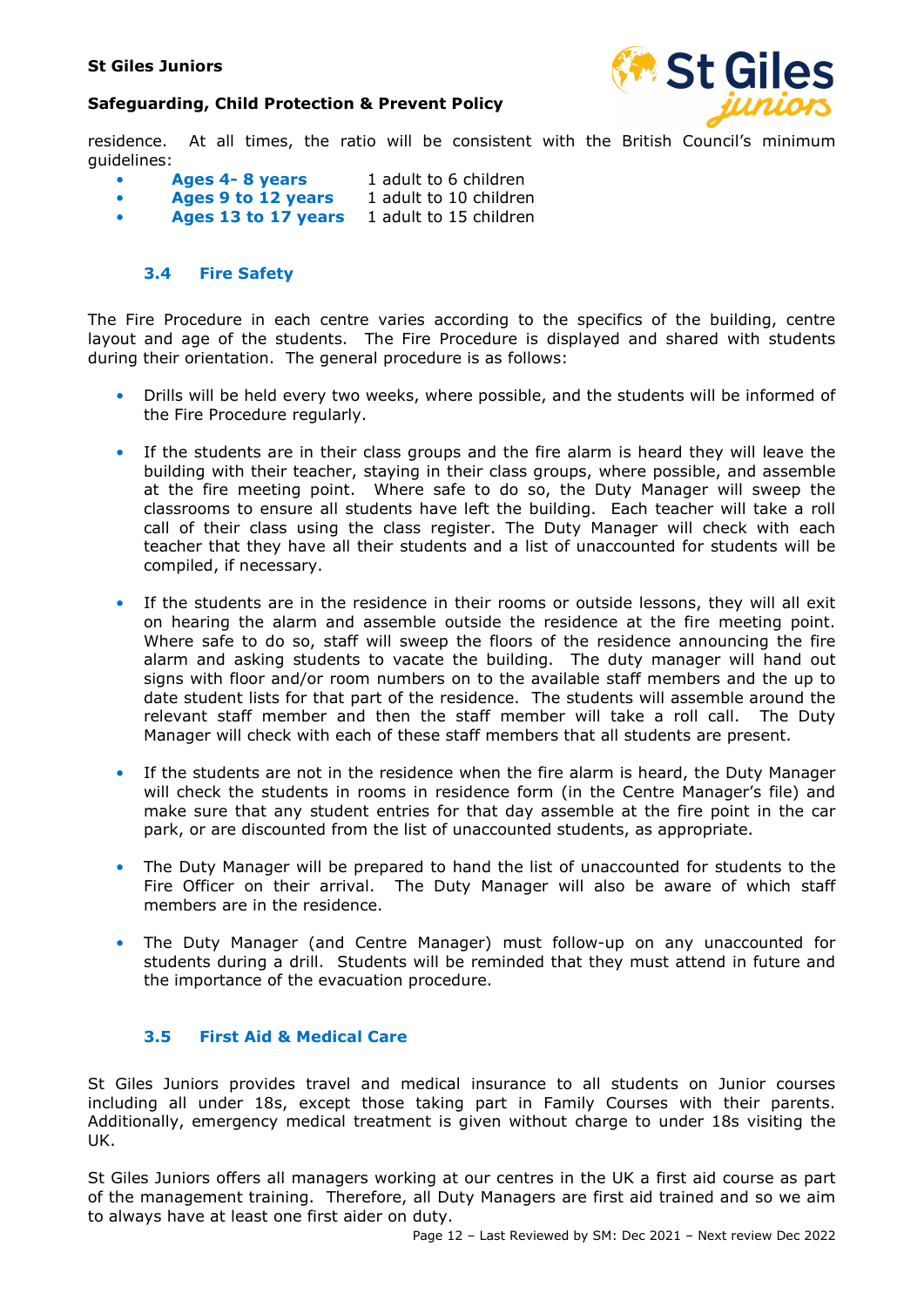residence. At all times, the ratio will be consistent with the British Council's minimum guidelines:

- **Ages 4- 8 years** 1 adult to 6 children
- **Ages 9 to 12 years** 1 adult to 10 children
- **Ages 13 to 17 years** 1 adult to 15 children

### 3.4 Fire Safety

The Fire Procedure in each centre varies according to the specifics of the building, centre layout and age of the students. The Fire Procedure is displayed and shared with students during their orientation. The general procedure is as follows:

- Drills will be held every two weeks, where possible, and the students will be informed of the Fire Procedure regularly.
- If the students are in their class groups and the fire alarm is heard they will leave the building with their teacher, staying in their class groups, where possible, and assemble at the fire meeting point. Where safe to do so, the Duty Manager will sweep the classrooms to ensure all students have left the building. Each teacher will take a roll call of their class using the class register. The Duty Manager will check with each teacher that they have all their students and a list of unaccounted for students will be compiled, if necessary.
- If the students are in the residence in their rooms or outside lessons, they will all exit on hearing the alarm and assemble outside the residence at the fire meeting point. Where safe to do so, staff will sweep the floors of the residence announcing the fire alarm and asking students to vacate the building. The duty manager will hand out signs with floor and/or room numbers on to the available staff members and the up to date student lists for that part of the residence. The students will assemble around the relevant staff member and then the staff member will take a roll call. The Duty Manager will check with each of these staff members that all students are present.
- If the students are not in the residence when the fire alarm is heard, the Duty Manager will check the students in rooms in residence form (in the Centre Manager's file) and make sure that any student entries for that day assemble at the fire point in the car park, or are discounted from the list of unaccounted students, as appropriate.
- The Duty Manager will be prepared to hand the list of unaccounted for students to the Fire Officer on their arrival. The Duty Manager will also be aware of which staff members are in the residence.
- The Duty Manager (and Centre Manager) must follow-up on any unaccounted for students during a drill. Students will be reminded that they must attend in future and the importance of the evacuation procedure.

### 3.5 First Aid & Medical Care

St Giles Juniors provides travel and medical insurance to all students on Junior courses including all under 18s, except those taking part in Family Courses with their parents. Additionally, emergency medical treatment is given without charge to under 18s visiting the UK.

St Giles Juniors offers all managers working at our centres in the UK a first aid course as part of the management training. Therefore, all Duty Managers are first aid trained and so we aim to always have at least one first aider on duty.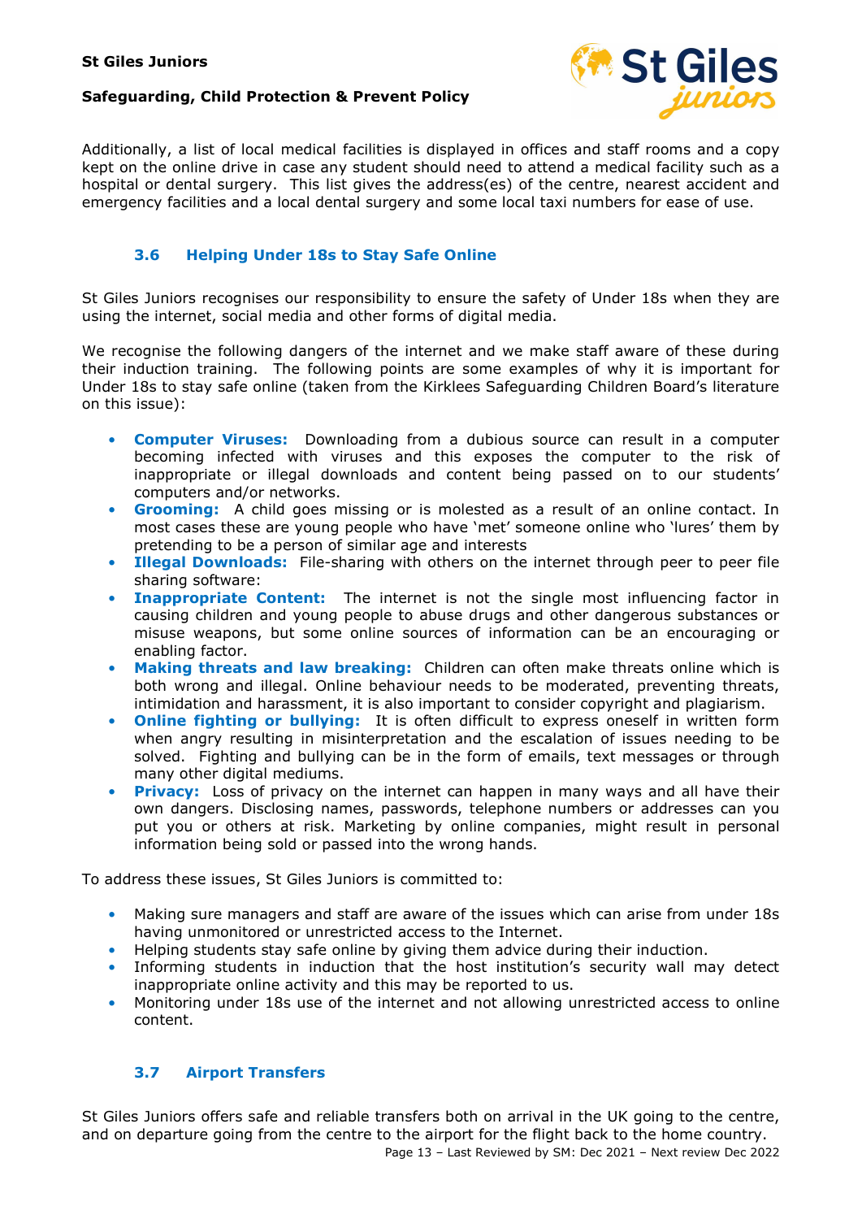Additionally, a list of local medical facilities is displayed in offices and staff rooms and a copy kept on the online drive in case any student should need to attend a medical facility such as a hospital or dental surgery. This list gives the address(es) of the centre, nearest accident and emergency facilities and a local dental surgery and some local taxi numbers for ease of use.

### 3.6 Helping Under 18s to Stay Safe Online

St Giles Juniors recognises our responsibility to ensure the safety of Under 18s when they are using the internet, social media and other forms of digital media.

We recognise the following dangers of the internet and we make staff aware of these during their induction training. The following points are some examples of why it is important for Under 18s to stay safe online (taken from the Kirklees Safeguarding Children Board's literature on this issue):

- **Computer Viruses:** Downloading from a dubious source can result in a computer becoming infected with viruses and this exposes the computer to the risk of inappropriate or illegal downloads and content being passed on to our students' computers and/or networks.
- **Grooming:** A child goes missing or is molested as a result of an online contact. In most cases these are young people who have 'met' someone online who 'lures' them by pretending to be a person of similar age and interests
- **Illegal Downloads:** File-sharing with others on the internet through peer to peer file sharing software:
- **Inappropriate Content:** The internet is not the single most influencing factor in causing children and young people to abuse drugs and other dangerous substances or misuse weapons, but some online sources of information can be an encouraging or enabling factor.
- **Making threats and law breaking:** Children can often make threats online which is both wrong and illegal. Online behaviour needs to be moderated, preventing threats, intimidation and harassment, it is also important to consider copyright and plagiarism.
- **Online fighting or bullying:** It is often difficult to express oneself in written form when angry resulting in misinterpretation and the escalation of issues needing to be solved. Fighting and bullying can be in the form of emails, text messages or through many other digital mediums.
- **Privacy:** Loss of privacy on the internet can happen in many ways and all have their own dangers. Disclosing names, passwords, telephone numbers or addresses can you put you or others at risk. Marketing by online companies, might result in personal information being sold or passed into the wrong hands.

To address these issues, St Giles Juniors is committed to:

- Making sure managers and staff are aware of the issues which can arise from under 18s having unmonitored or unrestricted access to the Internet.
- Helping students stay safe online by giving them advice during their induction.
- Informing students in induction that the host institution's security wall may detect inappropriate online activity and this may be reported to us.
- Monitoring under 18s use of the internet and not allowing unrestricted access to online content.

### 3.7 Airport Transfers

St Giles Juniors offers safe and reliable transfers both on arrival in the UK going to the centre, and on departure going from the centre to the airport for the flight back to the home country.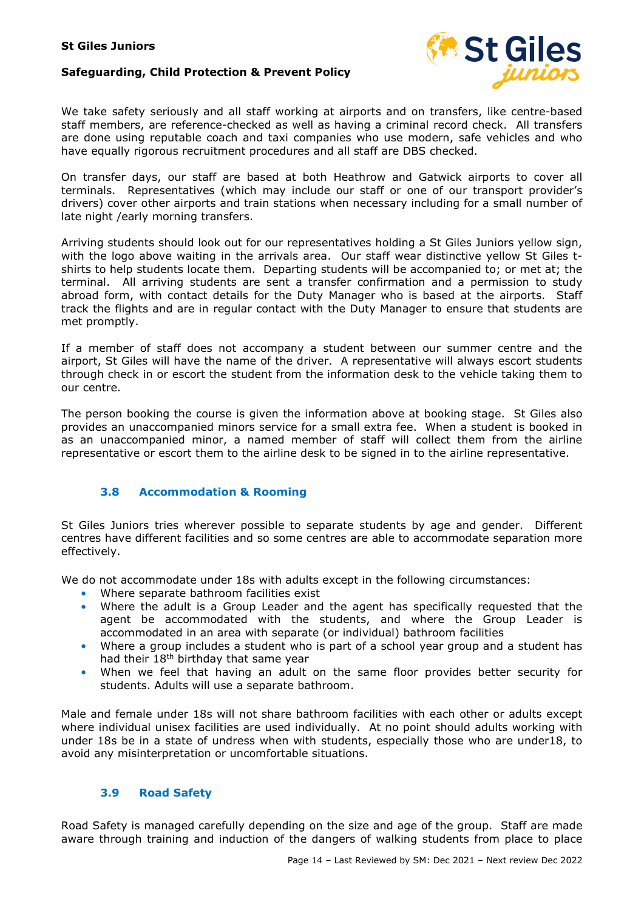We take safety seriously and all staff working at airports and on transfers, like centre-based staff members, are reference-checked as well as having a criminal record check. All transfers are done using reputable coach and taxi companies who use modern, safe vehicles and who have equally rigorous recruitment procedures and all staff are DBS checked.

On transfer days, our staff are based at both Heathrow and Gatwick airports to cover all terminals. Representatives (which may include our staff or one of our transport provider's drivers) cover other airports and train stations when necessary including for a small number of late night /early morning transfers.

Arriving students should look out for our representatives holding a St Giles Juniors yellow sign, with the logo above waiting in the arrivals area. Our staff wear distinctive yellow St Giles t-shirts to help students locate them. Departing students will be accompanied to; or met at; the terminal. All arriving students are sent a transfer confirmation and a permission to study abroad form, with contact details for the Duty Manager who is based at the airports. Staff track the flights and are in regular contact with the Duty Manager to ensure that students are met promptly.

If a member of staff does not accompany a student between our summer centre and the airport, St Giles will have the name of the driver. A representative will always escort students through check in or escort the student from the information desk to the vehicle taking them to our centre.

The person booking the course is given the information above at booking stage. St Giles also provides an unaccompanied minors service for a small extra fee. When a student is booked in as an unaccompanied minor, a named member of staff will collect them from the airline representative or escort them to the airline desk to be signed in to the airline representative.

### 3.8 Accommodation & Rooming

St Giles Juniors tries wherever possible to separate students by age and gender. Different centres have different facilities and so some centres are able to accommodate separation more effectively.

We do not accommodate under 18s with adults except in the following circumstances:

- Where separate bathroom facilities exist
- Where the adult is a Group Leader and the agent has specifically requested that the agent be accommodated with the students, and where the Group Leader is accommodated in an area with separate (or individual) bathroom facilities
- Where a group includes a student who is part of a school year group and a student has had their 18th birthday that same year
- When we feel that having an adult on the same floor provides better security for students. Adults will use a separate bathroom.

Male and female under 18s will not share bathroom facilities with each other or adults except where individual unisex facilities are used individually. At no point should adults working with under 18s be in a state of undress when with students, especially those who are under18, to avoid any misinterpretation or uncomfortable situations.

### 3.9 Road Safety

Road Safety is managed carefully depending on the size and age of the group. Staff are made aware through training and induction of the dangers of walking students from place to place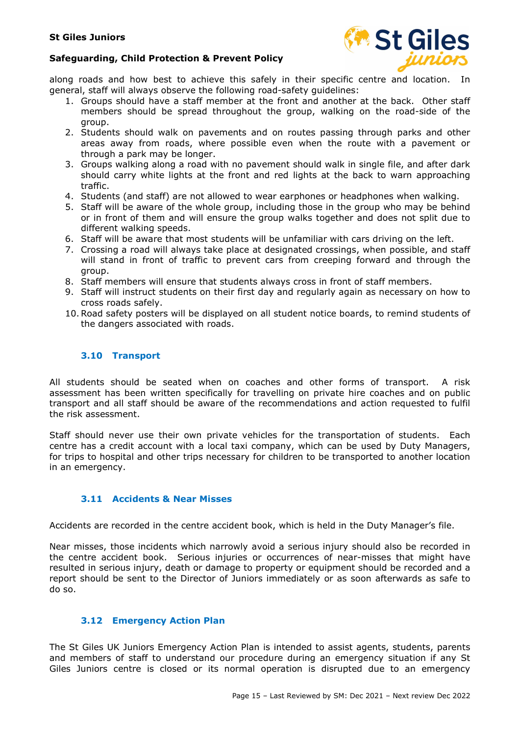along roads and how best to achieve this safely in their specific centre and location. In general, staff will always observe the following road-safety guidelines:

1. Groups should have a staff member at the front and another at the back. Other staff members should be spread throughout the group, walking on the road-side of the group.
2. Students should walk on pavements and on routes passing through parks and other areas away from roads, where possible even when the route with a pavement or through a park may be longer.
3. Groups walking along a road with no pavement should walk in single file, and after dark should carry white lights at the front and red lights at the back to warn approaching traffic.
4. Students (and staff) are not allowed to wear earphones or headphones when walking.
5. Staff will be aware of the whole group, including those in the group who may be behind or in front of them and will ensure the group walks together and does not split due to different walking speeds.
6. Staff will be aware that most students will be unfamiliar with cars driving on the left.
7. Crossing a road will always take place at designated crossings, when possible, and staff will stand in front of traffic to prevent cars from creeping forward and through the group.
8. Staff members will ensure that students always cross in front of staff members.
9. Staff will instruct students on their first day and regularly again as necessary on how to cross roads safely.
10. Road safety posters will be displayed on all student notice boards, to remind students of the dangers associated with roads.

### 3.10 Transport

All students should be seated when on coaches and other forms of transport. A risk assessment has been written specifically for travelling on private hire coaches and on public transport and all staff should be aware of the recommendations and action requested to fulfil the risk assessment.

Staff should never use their own private vehicles for the transportation of students. Each centre has a credit account with a local taxi company, which can be used by Duty Managers, for trips to hospital and other trips necessary for children to be transported to another location in an emergency.

### 3.11 Accidents & Near Misses

Accidents are recorded in the centre accident book, which is held in the Duty Manager's file.

Near misses, those incidents which narrowly avoid a serious injury should also be recorded in the centre accident book. Serious injuries or occurrences of near-misses that might have resulted in serious injury, death or damage to property or equipment should be recorded and a report should be sent to the Director of Juniors immediately or as soon afterwards as safe to do so.

### 3.12 Emergency Action Plan

The St Giles UK Juniors Emergency Action Plan is intended to assist agents, students, parents and members of staff to understand our procedure during an emergency situation if any St Giles Juniors centre is closed or its normal operation is disrupted due to an emergency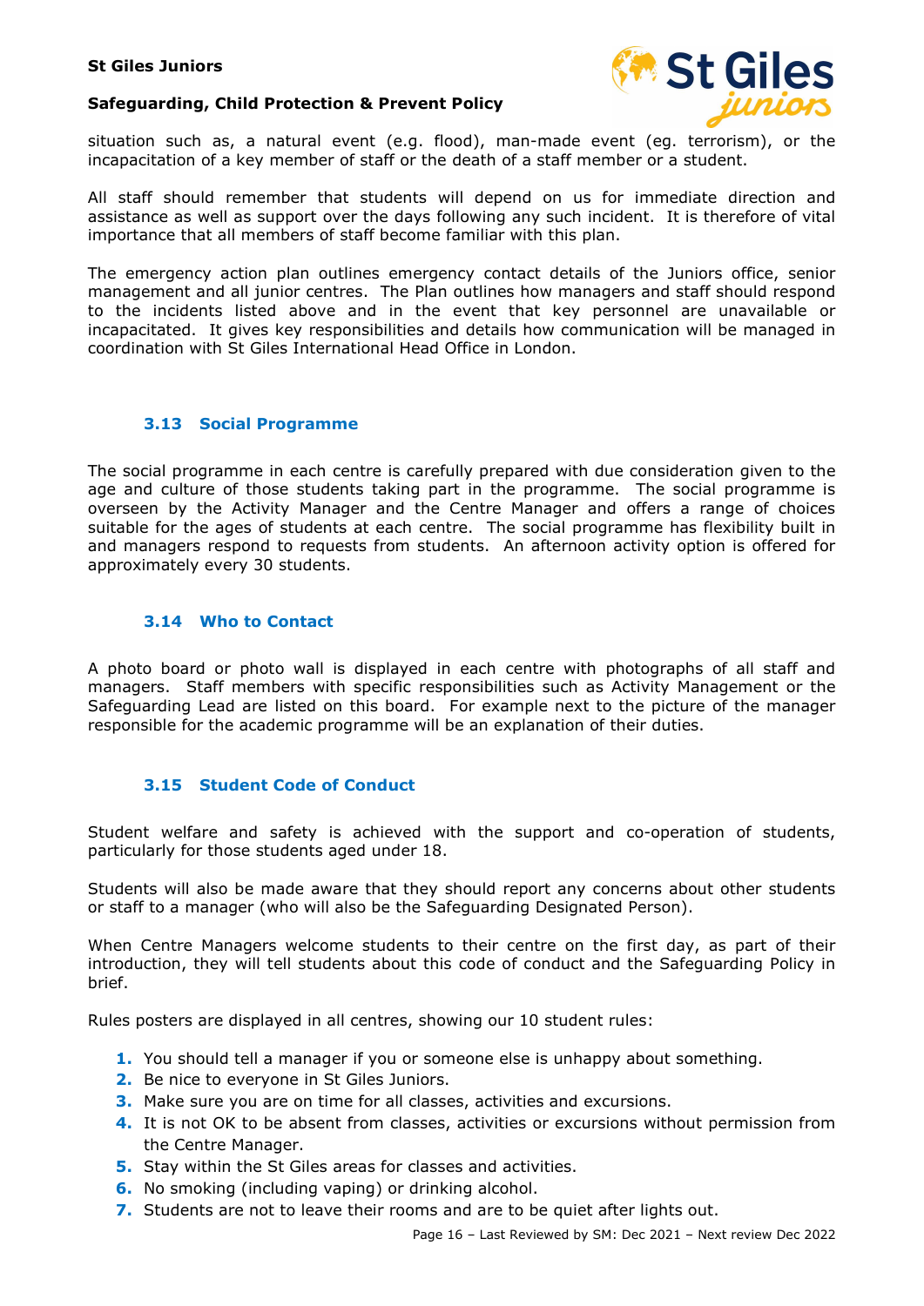situation such as, a natural event (e.g. flood), man-made event (eg. terrorism), or the incapacitation of a key member of staff or the death of a staff member or a student.

All staff should remember that students will depend on us for immediate direction and assistance as well as support over the days following any such incident. It is therefore of vital importance that all members of staff become familiar with this plan.

The emergency action plan outlines emergency contact details of the Juniors office, senior management and all junior centres. The Plan outlines how managers and staff should respond to the incidents listed above and in the event that key personnel are unavailable or incapacitated. It gives key responsibilities and details how communication will be managed in coordination with St Giles International Head Office in London.

### 3.13 Social Programme

The social programme in each centre is carefully prepared with due consideration given to the age and culture of those students taking part in the programme. The social programme is overseen by the Activity Manager and the Centre Manager and offers a range of choices suitable for the ages of students at each centre. The social programme has flexibility built in and managers respond to requests from students. An afternoon activity option is offered for approximately every 30 students.

### 3.14 Who to Contact

A photo board or photo wall is displayed in each centre with photographs of all staff and managers. Staff members with specific responsibilities such as Activity Management or the Safeguarding Lead are listed on this board. For example next to the picture of the manager responsible for the academic programme will be an explanation of their duties.

### 3.15 Student Code of Conduct

Student welfare and safety is achieved with the support and co-operation of students, particularly for those students aged under 18.

Students will also be made aware that they should report any concerns about other students or staff to a manager (who will also be the Safeguarding Designated Person).

When Centre Managers welcome students to their centre on the first day, as part of their introduction, they will tell students about this code of conduct and the Safeguarding Policy in brief.

Rules posters are displayed in all centres, showing our 10 student rules:

1. You should tell a manager if you or someone else is unhappy about something.
2. Be nice to everyone in St Giles Juniors.
3. Make sure you are on time for all classes, activities and excursions.
4. It is not OK to be absent from classes, activities or excursions without permission from the Centre Manager.
5. Stay within the St Giles areas for classes and activities.
6. No smoking (including vaping) or drinking alcohol.
7. Students are not to leave their rooms and are to be quiet after lights out.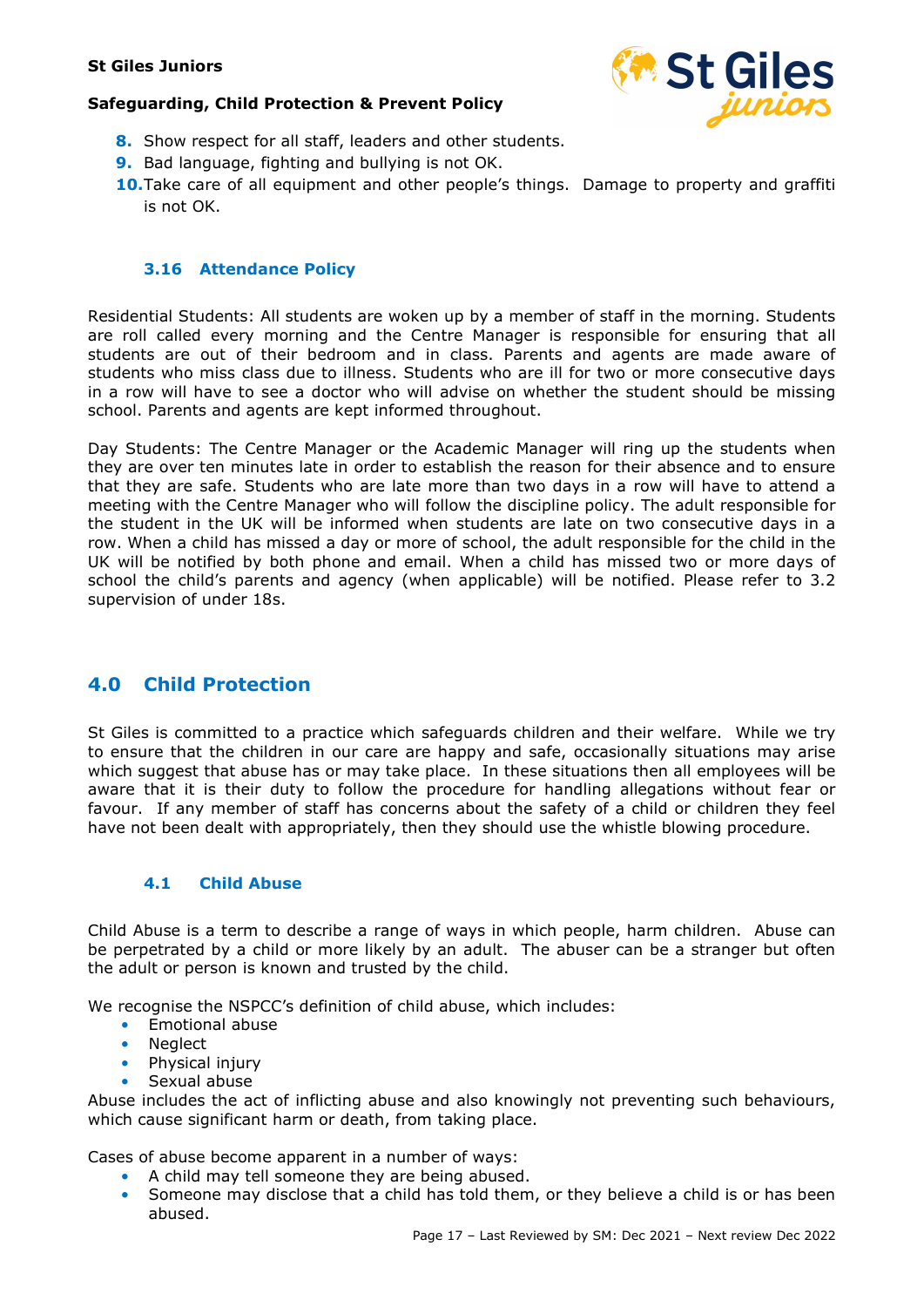8. Show respect for all staff, leaders and other students.
9. Bad language, fighting and bullying is not OK.
10. Take care of all equipment and other people's things. Damage to property and graffiti is not OK.

### 3.16 Attendance Policy

Residential Students: All students are woken up by a member of staff in the morning. Students are roll called every morning and the Centre Manager is responsible for ensuring that all students are out of their bedroom and in class. Parents and agents are made aware of students who miss class due to illness. Students who are ill for two or more consecutive days in a row will have to see a doctor who will advise on whether the student should be missing school. Parents and agents are kept informed throughout.

Day Students: The Centre Manager or the Academic Manager will ring up the students when they are over ten minutes late in order to establish the reason for their absence and to ensure that they are safe. Students who are late more than two days in a row will have to attend a meeting with the Centre Manager who will follow the discipline policy. The adult responsible for the student in the UK will be informed when students are late on two consecutive days in a row. When a child has missed a day or more of school, the adult responsible for the child in the UK will be notified by both phone and email. When a child has missed two or more days of school the child's parents and agency (when applicable) will be notified. Please refer to 3.2 supervision of under 18s.

## 4.0 Child Protection

St Giles is committed to a practice which safeguards children and their welfare. While we try to ensure that the children in our care are happy and safe, occasionally situations may arise which suggest that abuse has or may take place. In these situations then all employees will be aware that it is their duty to follow the procedure for handling allegations without fear or favour. If any member of staff has concerns about the safety of a child or children they feel have not been dealt with appropriately, then they should use the whistle blowing procedure.

### 4.1 Child Abuse

Child Abuse is a term to describe a range of ways in which people, harm children. Abuse can be perpetrated by a child or more likely by an adult. The abuser can be a stranger but often the adult or person is known and trusted by the child.

We recognise the NSPCC's definition of child abuse, which includes:

- Emotional abuse
- Neglect
- Physical injury
- Sexual abuse

Abuse includes the act of inflicting abuse and also knowingly not preventing such behaviours, which cause significant harm or death, from taking place.

Cases of abuse become apparent in a number of ways:

- A child may tell someone they are being abused.
- Someone may disclose that a child has told them, or they believe a child is or has been abused.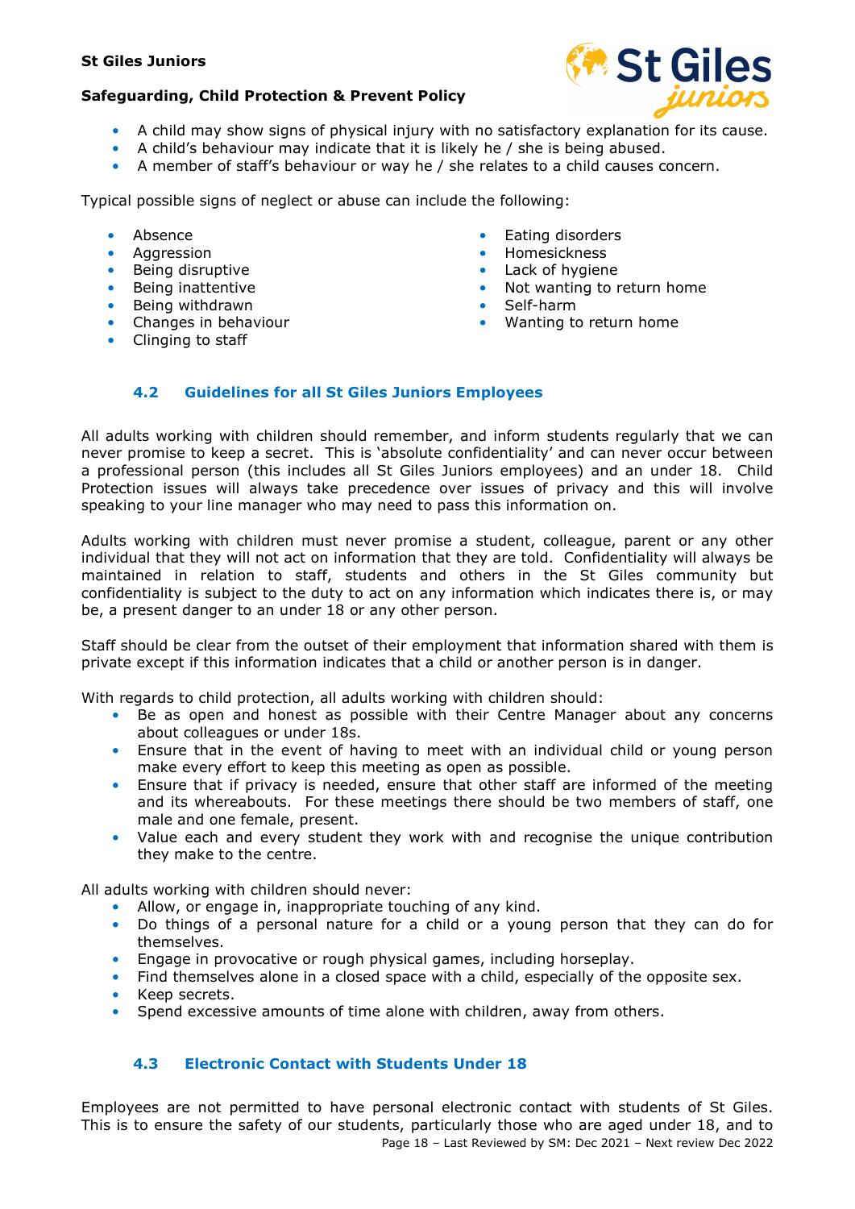- A child may show signs of physical injury with no satisfactory explanation for its cause.
- A child's behaviour may indicate that it is likely he / she is being abused.
- A member of staff's behaviour or way he / she relates to a child causes concern.

Typical possible signs of neglect or abuse can include the following:

- Absence
- Aggression
- Being disruptive
- Being inattentive
- Being withdrawn
- Changes in behaviour
- Clinging to staff
- Eating disorders
- Homesickness
- Lack of hygiene
- Not wanting to return home
- Self-harm
- Wanting to return home

### 4.2 Guidelines for all St Giles Juniors Employees

All adults working with children should remember, and inform students regularly that we can never promise to keep a secret. This is 'absolute confidentiality' and can never occur between a professional person (this includes all St Giles Juniors employees) and an under 18. Child Protection issues will always take precedence over issues of privacy and this will involve speaking to your line manager who may need to pass this information on.

Adults working with children must never promise a student, colleague, parent or any other individual that they will not act on information that they are told. Confidentiality will always be maintained in relation to staff, students and others in the St Giles community but confidentiality is subject to the duty to act on any information which indicates there is, or may be, a present danger to an under 18 or any other person.

Staff should be clear from the outset of their employment that information shared with them is private except if this information indicates that a child or another person is in danger.

With regards to child protection, all adults working with children should:

- Be as open and honest as possible with their Centre Manager about any concerns about colleagues or under 18s.
- Ensure that in the event of having to meet with an individual child or young person make every effort to keep this meeting as open as possible.
- Ensure that if privacy is needed, ensure that other staff are informed of the meeting and its whereabouts. For these meetings there should be two members of staff, one male and one female, present.
- Value each and every student they work with and recognise the unique contribution they make to the centre.

All adults working with children should never:

- Allow, or engage in, inappropriate touching of any kind.
- Do things of a personal nature for a child or a young person that they can do for themselves.
- Engage in provocative or rough physical games, including horseplay.
- Find themselves alone in a closed space with a child, especially of the opposite sex.
- Keep secrets.
- Spend excessive amounts of time alone with children, away from others.

### 4.3 Electronic Contact with Students Under 18

Employees are not permitted to have personal electronic contact with students of St Giles. This is to ensure the safety of our students, particularly those who are aged under 18, and to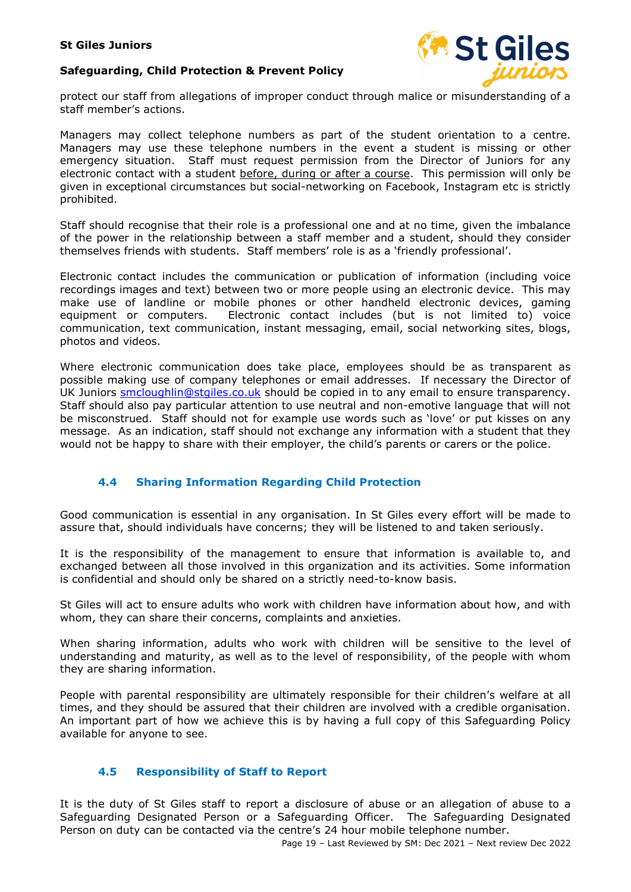protect our staff from allegations of improper conduct through malice or misunderstanding of a staff member's actions.

Managers may collect telephone numbers as part of the student orientation to a centre. Managers may use these telephone numbers in the event a student is missing or other emergency situation. Staff must request permission from the Director of Juniors for any electronic contact with a student <u>before, during or after a course</u>. This permission will only be given in exceptional circumstances but social-networking on Facebook, Instagram etc is strictly prohibited.

Staff should recognise that their role is a professional one and at no time, given the imbalance of the power in the relationship between a staff member and a student, should they consider themselves friends with students. Staff members' role is as a 'friendly professional'.

Electronic contact includes the communication or publication of information (including voice recordings images and text) between two or more people using an electronic device. This may make use of landline or mobile phones or other handheld electronic devices, gaming equipment or computers. Electronic contact includes (but is not limited to) voice communication, text communication, instant messaging, email, social networking sites, blogs, photos and videos.

Where electronic communication does take place, employees should be as transparent as possible making use of company telephones or email addresses. If necessary the Director of UK Juniors smcloughlin@stgiles.co.uk should be copied in to any email to ensure transparency. Staff should also pay particular attention to use neutral and non-emotive language that will not be misconstrued. Staff should not for example use words such as 'love' or put kisses on any message. As an indication, staff should not exchange any information with a student that they would not be happy to share with their employer, the child's parents or carers or the police.

### 4.4 Sharing Information Regarding Child Protection

Good communication is essential in any organisation. In St Giles every effort will be made to assure that, should individuals have concerns; they will be listened to and taken seriously.

It is the responsibility of the management to ensure that information is available to, and exchanged between all those involved in this organization and its activities. Some information is confidential and should only be shared on a strictly need-to-know basis.

St Giles will act to ensure adults who work with children have information about how, and with whom, they can share their concerns, complaints and anxieties.

When sharing information, adults who work with children will be sensitive to the level of understanding and maturity, as well as to the level of responsibility, of the people with whom they are sharing information.

People with parental responsibility are ultimately responsible for their children's welfare at all times, and they should be assured that their children are involved with a credible organisation. An important part of how we achieve this is by having a full copy of this Safeguarding Policy available for anyone to see.

### 4.5 Responsibility of Staff to Report

It is the duty of St Giles staff to report a disclosure of abuse or an allegation of abuse to a Safeguarding Designated Person or a Safeguarding Officer. The Safeguarding Designated Person on duty can be contacted via the centre's 24 hour mobile telephone number.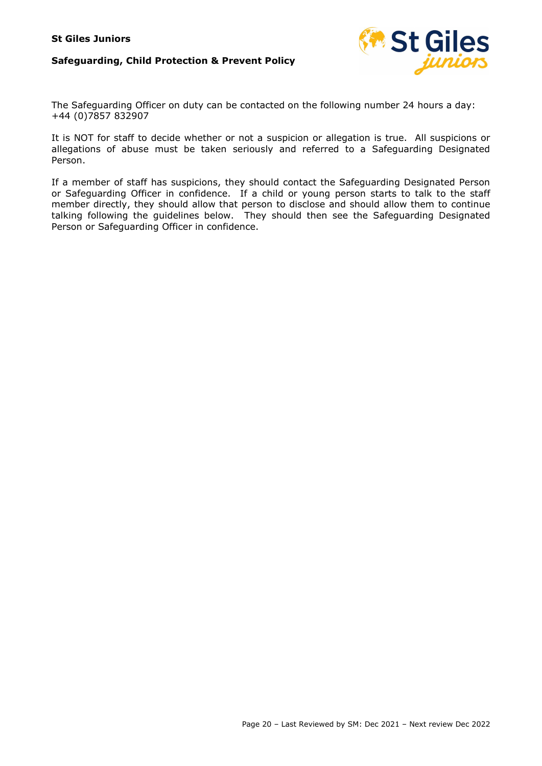The Safeguarding Officer on duty can be contacted on the following number 24 hours a day: +44 (0)7857 832907

It is NOT for staff to decide whether or not a suspicion or allegation is true. All suspicions or allegations of abuse must be taken seriously and referred to a Safeguarding Designated Person.

If a member of staff has suspicions, they should contact the Safeguarding Designated Person or Safeguarding Officer in confidence. If a child or young person starts to talk to the staff member directly, they should allow that person to disclose and should allow them to continue talking following the guidelines below. They should then see the Safeguarding Designated Person or Safeguarding Officer in confidence.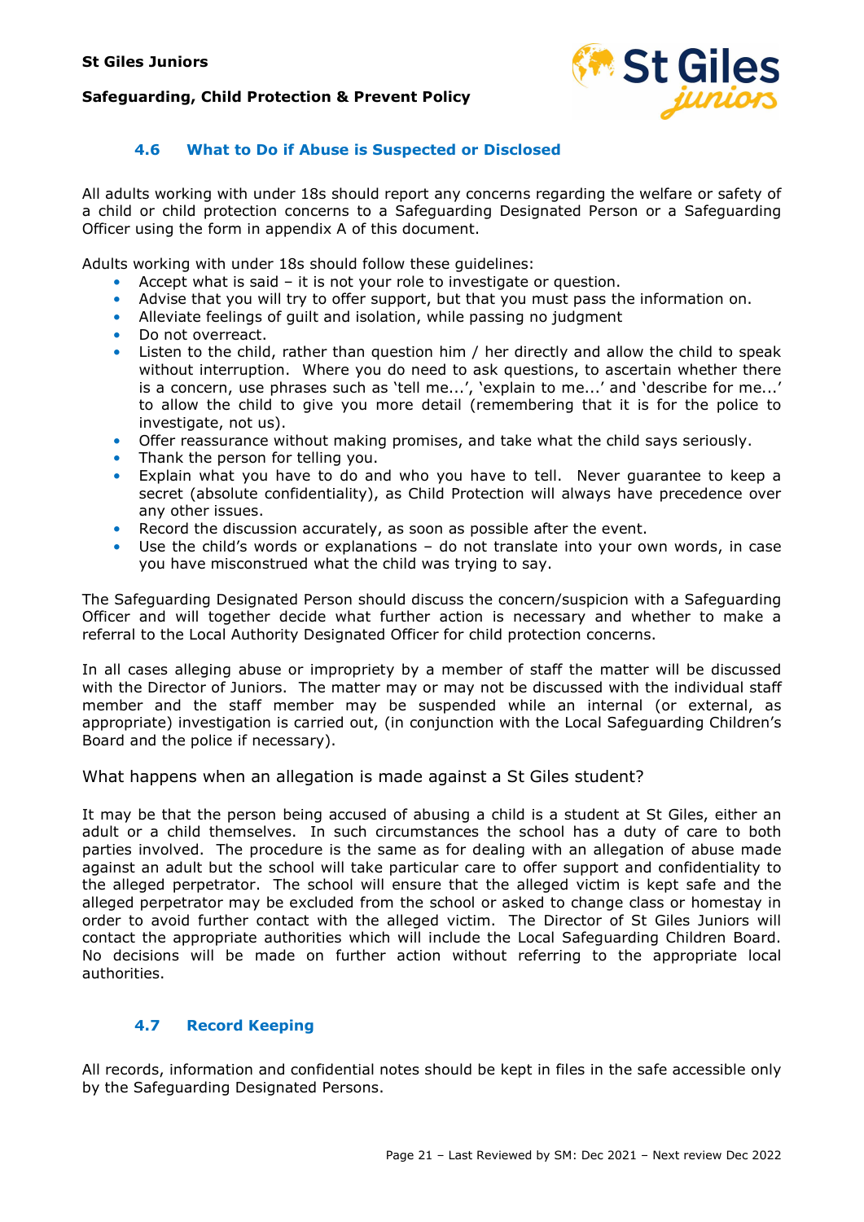### 4.6 What to Do if Abuse is Suspected or Disclosed

All adults working with under 18s should report any concerns regarding the welfare or safety of a child or child protection concerns to a Safeguarding Designated Person or a Safeguarding Officer using the form in appendix A of this document.

Adults working with under 18s should follow these guidelines:

- Accept what is said – it is not your role to investigate or question.
- Advise that you will try to offer support, but that you must pass the information on.
- Alleviate feelings of guilt and isolation, while passing no judgment
- Do not overreact.
- Listen to the child, rather than question him / her directly and allow the child to speak without interruption. Where you do need to ask questions, to ascertain whether there is a concern, use phrases such as 'tell me...', 'explain to me...' and 'describe for me...' to allow the child to give you more detail (remembering that it is for the police to investigate, not us).
- Offer reassurance without making promises, and take what the child says seriously.
- Thank the person for telling you.
- Explain what you have to do and who you have to tell. Never guarantee to keep a secret (absolute confidentiality), as Child Protection will always have precedence over any other issues.
- Record the discussion accurately, as soon as possible after the event.
- Use the child's words or explanations – do not translate into your own words, in case you have misconstrued what the child was trying to say.

The Safeguarding Designated Person should discuss the concern/suspicion with a Safeguarding Officer and will together decide what further action is necessary and whether to make a referral to the Local Authority Designated Officer for child protection concerns.

In all cases alleging abuse or impropriety by a member of staff the matter will be discussed with the Director of Juniors. The matter may or may not be discussed with the individual staff member and the staff member may be suspended while an internal (or external, as appropriate) investigation is carried out, (in conjunction with the Local Safeguarding Children's Board and the police if necessary).

What happens when an allegation is made against a St Giles student?

It may be that the person being accused of abusing a child is a student at St Giles, either an adult or a child themselves. In such circumstances the school has a duty of care to both parties involved. The procedure is the same as for dealing with an allegation of abuse made against an adult but the school will take particular care to offer support and confidentiality to the alleged perpetrator. The school will ensure that the alleged victim is kept safe and the alleged perpetrator may be excluded from the school or asked to change class or homestay in order to avoid further contact with the alleged victim. The Director of St Giles Juniors will contact the appropriate authorities which will include the Local Safeguarding Children Board. No decisions will be made on further action without referring to the appropriate local authorities.

### 4.7 Record Keeping

All records, information and confidential notes should be kept in files in the safe accessible only by the Safeguarding Designated Persons.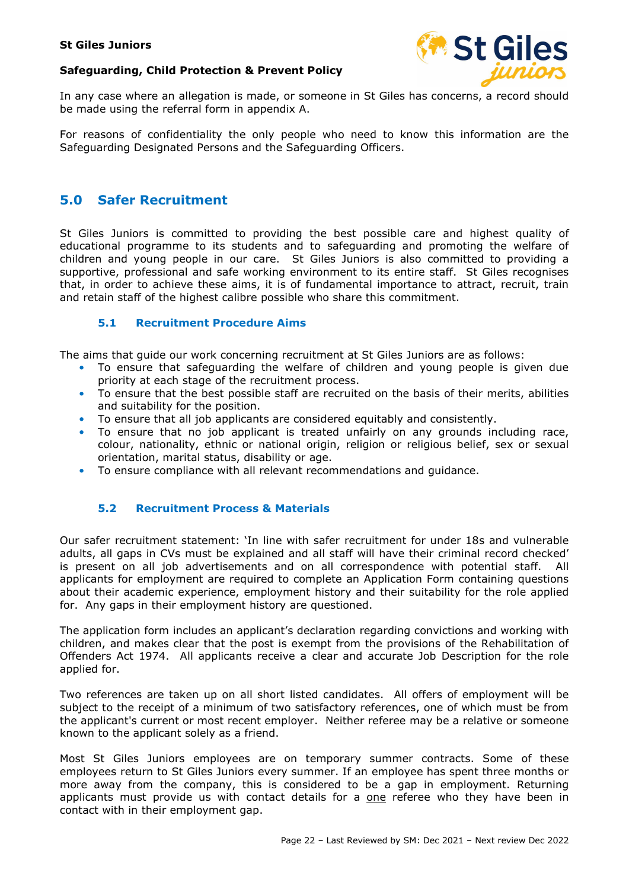In any case where an allegation is made, or someone in St Giles has concerns, a record should be made using the referral form in appendix A.

For reasons of confidentiality the only people who need to know this information are the Safeguarding Designated Persons and the Safeguarding Officers.

## 5.0 Safer Recruitment

St Giles Juniors is committed to providing the best possible care and highest quality of educational programme to its students and to safeguarding and promoting the welfare of children and young people in our care. St Giles Juniors is also committed to providing a supportive, professional and safe working environment to its entire staff. St Giles recognises that, in order to achieve these aims, it is of fundamental importance to attract, recruit, train and retain staff of the highest calibre possible who share this commitment.

### 5.1 Recruitment Procedure Aims

The aims that guide our work concerning recruitment at St Giles Juniors are as follows:

- To ensure that safeguarding the welfare of children and young people is given due priority at each stage of the recruitment process.
- To ensure that the best possible staff are recruited on the basis of their merits, abilities and suitability for the position.
- To ensure that all job applicants are considered equitably and consistently.
- To ensure that no job applicant is treated unfairly on any grounds including race, colour, nationality, ethnic or national origin, religion or religious belief, sex or sexual orientation, marital status, disability or age.
- To ensure compliance with all relevant recommendations and guidance.

### 5.2 Recruitment Process & Materials

Our safer recruitment statement: 'In line with safer recruitment for under 18s and vulnerable adults, all gaps in CVs must be explained and all staff will have their criminal record checked' is present on all job advertisements and on all correspondence with potential staff. All applicants for employment are required to complete an Application Form containing questions about their academic experience, employment history and their suitability for the role applied for. Any gaps in their employment history are questioned.

The application form includes an applicant's declaration regarding convictions and working with children, and makes clear that the post is exempt from the provisions of the Rehabilitation of Offenders Act 1974. All applicants receive a clear and accurate Job Description for the role applied for.

Two references are taken up on all short listed candidates. All offers of employment will be subject to the receipt of a minimum of two satisfactory references, one of which must be from the applicant's current or most recent employer. Neither referee may be a relative or someone known to the applicant solely as a friend.

Most St Giles Juniors employees are on temporary summer contracts. Some of these employees return to St Giles Juniors every summer. If an employee has spent three months or more away from the company, this is considered to be a gap in employment. Returning applicants must provide us with contact details for a <u>one</u> referee who they have been in contact with in their employment gap.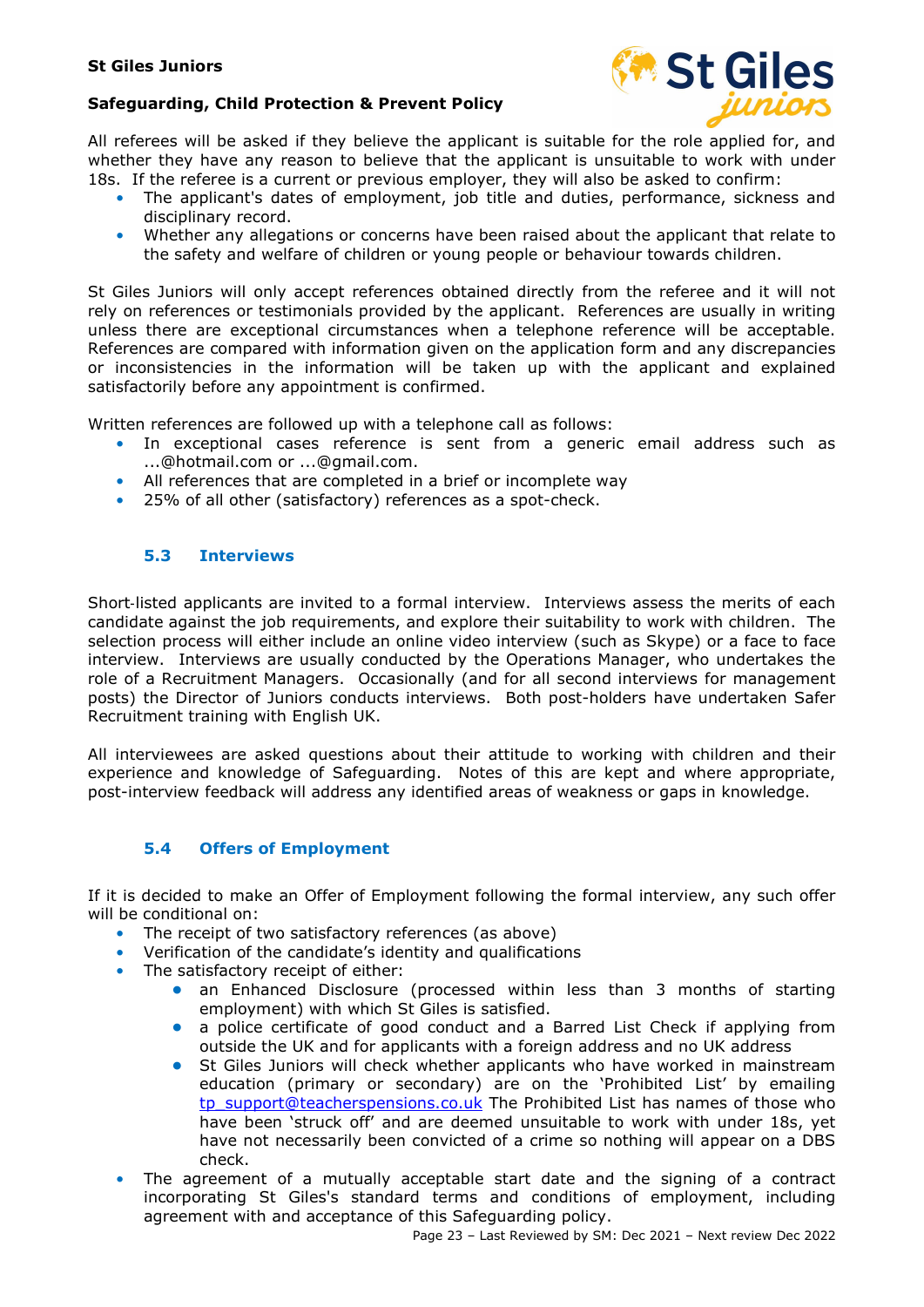All referees will be asked if they believe the applicant is suitable for the role applied for, and whether they have any reason to believe that the applicant is unsuitable to work with under 18s. If the referee is a current or previous employer, they will also be asked to confirm:

- The applicant's dates of employment, job title and duties, performance, sickness and disciplinary record.
- Whether any allegations or concerns have been raised about the applicant that relate to the safety and welfare of children or young people or behaviour towards children.

St Giles Juniors will only accept references obtained directly from the referee and it will not rely on references or testimonials provided by the applicant. References are usually in writing unless there are exceptional circumstances when a telephone reference will be acceptable. References are compared with information given on the application form and any discrepancies or inconsistencies in the information will be taken up with the applicant and explained satisfactorily before any appointment is confirmed.

Written references are followed up with a telephone call as follows:

- In exceptional cases reference is sent from a generic email address such as ...@hotmail.com or ...@gmail.com.
- All references that are completed in a brief or incomplete way
- 25% of all other (satisfactory) references as a spot-check.

### 5.3 Interviews

Short-listed applicants are invited to a formal interview. Interviews assess the merits of each candidate against the job requirements, and explore their suitability to work with children. The selection process will either include an online video interview (such as Skype) or a face to face interview. Interviews are usually conducted by the Operations Manager, who undertakes the role of a Recruitment Managers. Occasionally (and for all second interviews for management posts) the Director of Juniors conducts interviews. Both post-holders have undertaken Safer Recruitment training with English UK.

All interviewees are asked questions about their attitude to working with children and their experience and knowledge of Safeguarding. Notes of this are kept and where appropriate, post-interview feedback will address any identified areas of weakness or gaps in knowledge.

### 5.4 Offers of Employment

If it is decided to make an Offer of Employment following the formal interview, any such offer will be conditional on:

- The receipt of two satisfactory references (as above)
- Verification of the candidate's identity and qualifications
- The satisfactory receipt of either:
  - an Enhanced Disclosure (processed within less than 3 months of starting employment) with which St Giles is satisfied.
  - a police certificate of good conduct and a Barred List Check if applying from outside the UK and for applicants with a foreign address and no UK address
  - St Giles Juniors will check whether applicants who have worked in mainstream education (primary or secondary) are on the 'Prohibited List' by emailing [tp_support@teacherspensions.co.uk](mailto:tp_support@teacherspensions.co.uk) The Prohibited List has names of those who have been 'struck off' and are deemed unsuitable to work with under 18s, yet have not necessarily been convicted of a crime so nothing will appear on a DBS check.
- The agreement of a mutually acceptable start date and the signing of a contract incorporating St Giles's standard terms and conditions of employment, including agreement with and acceptance of this Safeguarding policy.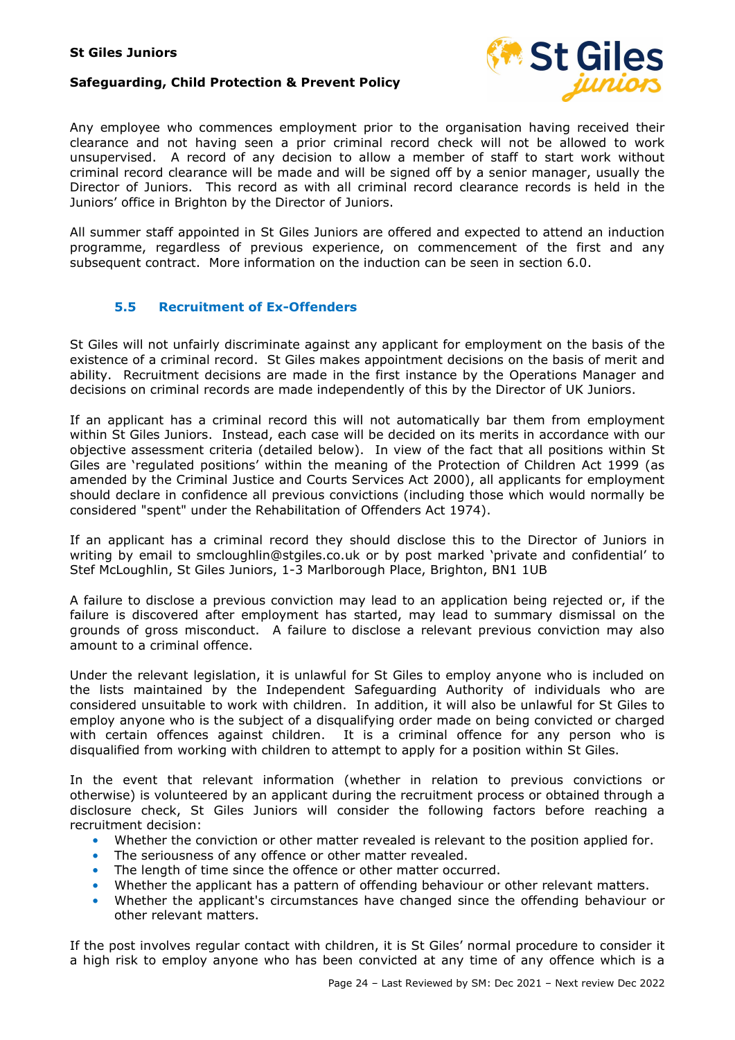Any employee who commences employment prior to the organisation having received their clearance and not having seen a prior criminal record check will not be allowed to work unsupervised. A record of any decision to allow a member of staff to start work without criminal record clearance will be made and will be signed off by a senior manager, usually the Director of Juniors. This record as with all criminal clearance records is held in the Juniors' office in Brighton by the Director of Juniors.

All summer staff appointed in St Giles Juniors are offered and expected to attend an induction programme, regardless of previous experience, on commencement of the first and any subsequent contract. More information on the induction can be seen in section 6.0.

### 5.5 Recruitment of Ex-Offenders

St Giles will not unfairly discriminate against any applicant for employment on the basis of the existence of a criminal record. St Giles makes appointment decisions on the basis of merit and ability. Recruitment decisions are made in the first instance by the Operations Manager and decisions on criminal records are made independently of this by the Director of UK Juniors.

If an applicant has a criminal record this will not automatically bar them from employment within St Giles Juniors. Instead, each case will be decided on its merits in accordance with our objective assessment criteria (detailed below). In view of the fact that all positions within St Giles are 'regulated positions' within the meaning of the Protection of Children Act 1999 (as amended by the Criminal Justice and Courts Services Act 2000), all applicants for employment should declare in confidence all previous convictions (including those which would normally be considered "spent" under the Rehabilitation of Offenders Act 1974).

If an applicant has a criminal record they should disclose this to the Director of Juniors in writing by email to smcloughlin@stgiles.co.uk or by post marked 'private and confidential' to Stef McLoughlin, St Giles Juniors, 1-3 Marlborough Place, Brighton, BN1 1UB

A failure to disclose a previous conviction may lead to an application being rejected or, if the failure is discovered after employment has started, may lead to summary dismissal on the grounds of gross misconduct. A failure to disclose a relevant previous conviction may also amount to a criminal offence.

Under the relevant legislation, it is unlawful for St Giles to employ anyone who is included on the lists maintained by the Independent Safeguarding Authority of individuals who are considered unsuitable to work with children. In addition, it will also be unlawful for St Giles to employ anyone who is the subject of a disqualifying order made on being convicted or charged with certain offences against children. It is a criminal offence for any person who is disqualified from working with children to attempt to apply for a position within St Giles.

In the event that relevant information (whether in relation to previous convictions or otherwise) is volunteered by an applicant during the recruitment process or obtained through a disclosure check, St Giles Juniors will consider the following factors before reaching a recruitment decision:

- Whether the conviction or other matter revealed is relevant to the position applied for.
- The seriousness of any offence or other matter revealed.
- The length of time since the offence or other matter occurred.
- Whether the applicant has a pattern of offending behaviour or other relevant matters.
- Whether the applicant's circumstances have changed since the offending behaviour or other relevant matters.

If the post involves regular contact with children, it is St Giles' normal procedure to consider it a high risk to employ anyone who has been convicted at any time of any offence which is a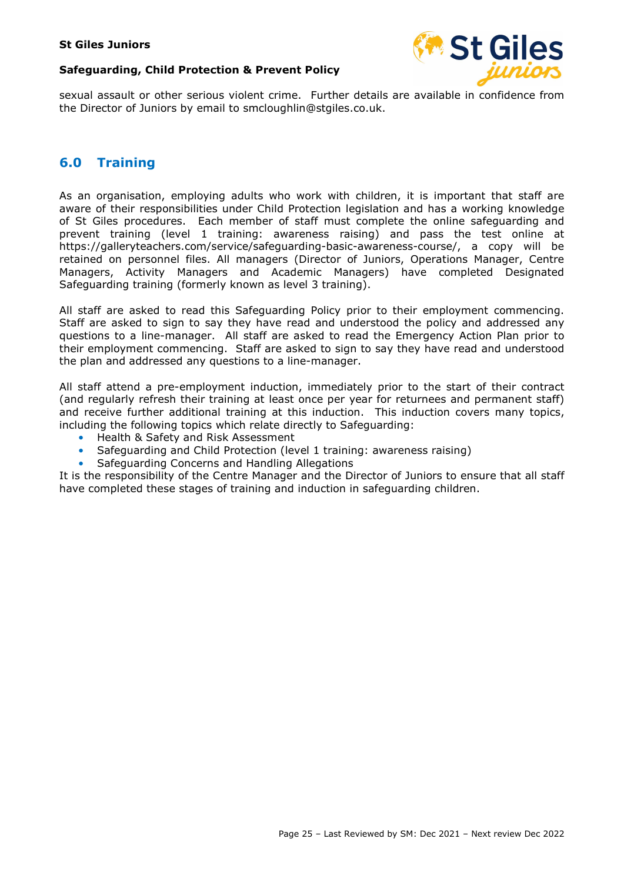sexual assault or other serious violent crime. Further details are available in confidence from the Director of Juniors by email to smcloughlin@stgiles.co.uk.

## 6.0 Training

As an organisation, employing adults who work with children, it is important that staff are aware of their responsibilities under Child Protection legislation and has a working knowledge of St Giles procedures. Each member of staff must complete the online safeguarding and prevent training (level 1 training: awareness raising) and pass the test online at https://galleryteachers.com/service/safeguarding-basic-awareness-course/, a copy will be retained on personnel files. All managers (Director of Juniors, Operations Manager, Centre Managers, Activity Managers and Academic Managers) have completed Designated Safeguarding training (formerly known as level 3 training).

All staff are asked to read this Safeguarding Policy prior to their employment commencing. Staff are asked to sign to say they have read and understood the policy and addressed any questions to a line-manager. All staff are asked to read the Emergency Action Plan prior to their employment commencing. Staff are asked to sign to say they have read and understood the plan and addressed any questions to a line-manager.

All staff attend a pre-employment induction, immediately prior to the start of their contract (and regularly refresh their training at least once per year for returnees and permanent staff) and receive further additional training at this induction. This induction covers many topics, including the following topics which relate directly to Safeguarding:

- Health & Safety and Risk Assessment
- Safeguarding and Child Protection (level 1 training: awareness raising)
- Safeguarding Concerns and Handling Allegations

It is the responsibility of the Centre Manager and the Director of Juniors to ensure that all staff have completed these stages of training and induction in safeguarding children.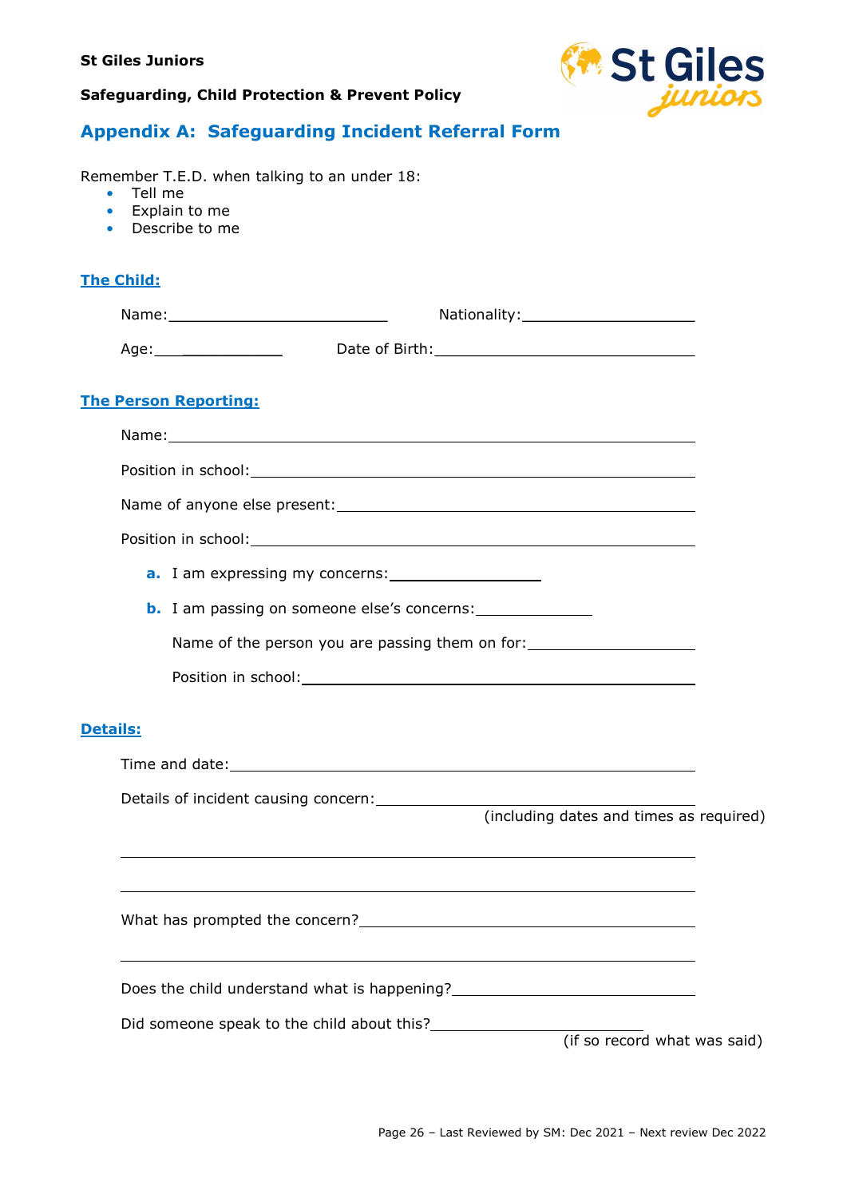## Appendix A: Safeguarding Incident Referral Form

Remember T.E.D. when talking to an under 18:

- Tell me
- Explain to me
- Describe to me

**The Child:**

Name:\_\_\_\_\_\_\_\_\_\_\_\_\_\_\_\_\_\_\_\_\_\_\_\_ Nationality:\_\_\_\_\_\_\_\_\_\_\_\_\_\_\_\_\_\_\_\_

Age:\_\_\_\_\_\_\_\_\_\_\_\_\_\_\_ Date of Birth:\_\_\_\_\_\_\_\_\_\_\_\_\_\_\_\_\_\_\_\_\_\_\_\_\_\_\_\_

**The Person Reporting:**

Name:\_\_\_\_\_\_\_\_\_\_\_\_\_\_\_\_\_\_\_\_\_\_\_\_\_\_\_\_\_\_\_\_\_\_\_\_\_\_\_\_\_\_\_\_\_\_\_\_\_\_\_\_

Position in school:\_\_\_\_\_\_\_\_\_\_\_\_\_\_\_\_\_\_\_\_\_\_\_\_\_\_\_\_\_\_\_\_\_\_\_\_\_\_\_\_\_\_\_\_

Name of anyone else present:\_\_\_\_\_\_\_\_\_\_\_\_\_\_\_\_\_\_\_\_\_\_\_\_\_\_\_\_\_\_\_\_\_\_\_\_

Position in school:\_\_\_\_\_\_\_\_\_\_\_\_\_\_\_\_\_\_\_\_\_\_\_\_\_\_\_\_\_\_\_\_\_\_\_\_\_\_\_\_\_\_\_\_

a. I am expressing my concerns:\_\_\_\_\_\_\_\_\_\_\_\_\_\_\_\_\_\_

b. I am passing on someone else's concerns:\_\_\_\_\_\_\_\_\_\_\_\_\_\_

Name of the person you are passing them on for:\_\_\_\_\_\_\_\_\_\_\_\_\_\_\_\_\_\_\_\_

Position in school:\_\_\_\_\_\_\_\_\_\_\_\_\_\_\_\_\_\_\_\_\_\_\_\_\_\_\_\_\_\_\_\_\_\_\_\_\_\_\_\_\_\_\_\_

**Details:**

Time and date:\_\_\_\_\_\_\_\_\_\_\_\_\_\_\_\_\_\_\_\_\_\_\_\_\_\_\_\_\_\_\_\_\_\_\_\_\_\_\_\_\_\_\_\_\_\_\_\_\_

Details of incident causing concern:\_\_\_\_\_\_\_\_\_\_\_\_\_\_\_\_\_\_\_\_\_\_\_\_\_\_\_\_\_\_\_\_\_\_
(including dates and times as required)

\_\_\_\_\_\_\_\_\_\_\_\_\_\_\_\_\_\_\_\_\_\_\_\_\_\_\_\_\_\_\_\_\_\_\_\_\_\_\_\_\_\_\_\_\_\_\_\_\_\_\_\_\_\_\_\_\_\_\_\_\_

\_\_\_\_\_\_\_\_\_\_\_\_\_\_\_\_\_\_\_\_\_\_\_\_\_\_\_\_\_\_\_\_\_\_\_\_\_\_\_\_\_\_\_\_\_\_\_\_\_\_\_\_\_\_\_\_\_\_\_\_\_

What has prompted the concern?\_\_\_\_\_\_\_\_\_\_\_\_\_\_\_\_\_\_\_\_\_\_\_\_\_\_\_\_\_\_\_\_\_\_\_\_\_

\_\_\_\_\_\_\_\_\_\_\_\_\_\_\_\_\_\_\_\_\_\_\_\_\_\_\_\_\_\_\_\_\_\_\_\_\_\_\_\_\_\_\_\_\_\_\_\_\_\_\_\_\_\_\_\_\_\_\_\_\_

Does the child understand what is happening?\_\_\_\_\_\_\_\_\_\_\_\_\_\_\_\_\_\_\_\_\_\_\_\_\_\_

Did someone speak to the child about this?\_\_\_\_\_\_\_\_\_\_\_\_\_\_\_\_\_\_\_\_\_\_\_\_
(if so record what was said)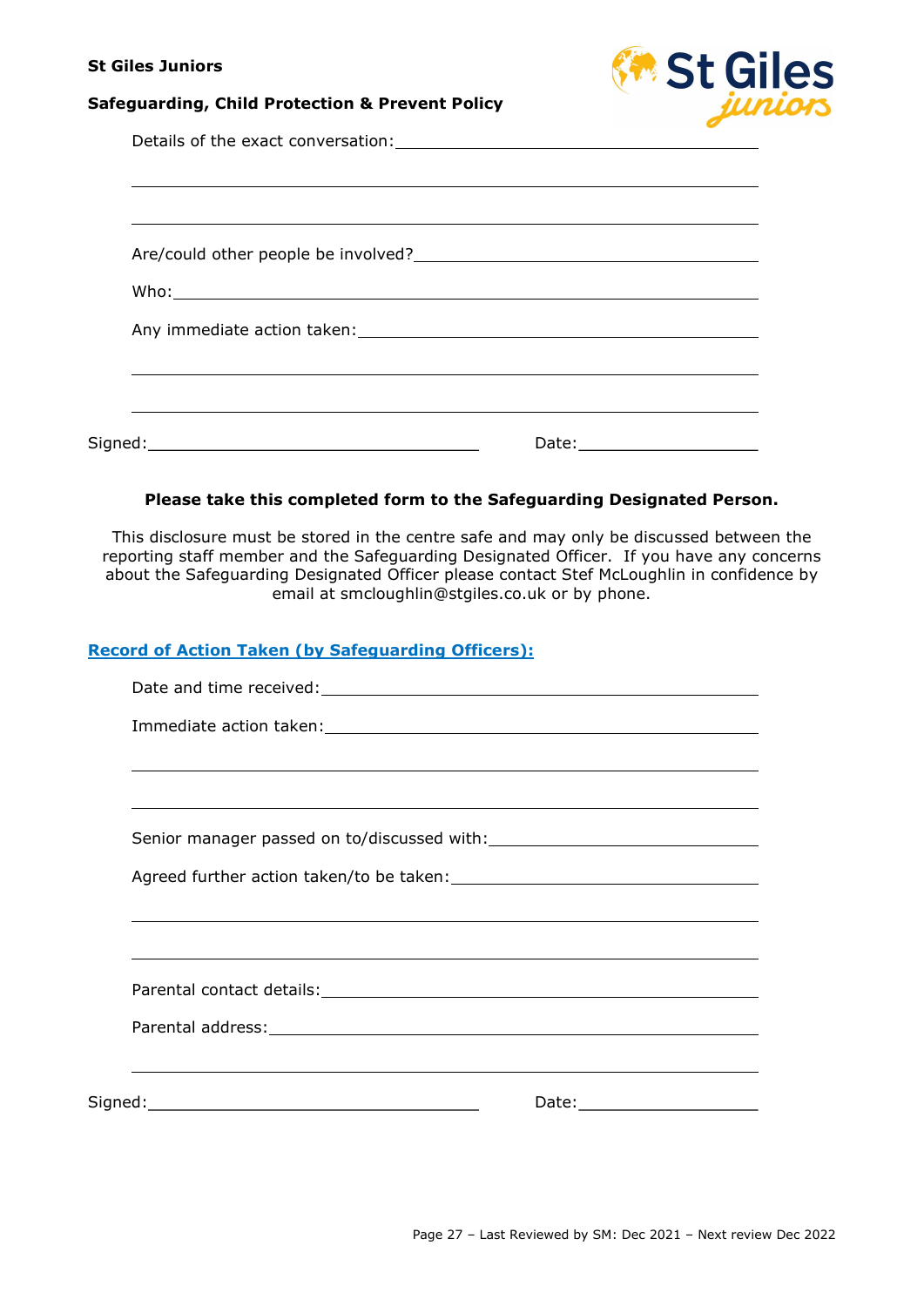Details of the exact conversation: ______________________________________________

______________________________________________

______________________________________________

Are/could other people be involved? ______________________________________________

Who: ______________________________________________

Any immediate action taken: ______________________________________________

______________________________________________

______________________________________________

Signed: ____________________________ Date: ________________

**Please take this completed form to the Safeguarding Designated Person.**

This disclosure must be stored in the centre safe and may only be discussed between the reporting staff member and the Safeguarding Designated Officer. If you have any concerns about the Safeguarding Designated Officer please contact Stef McLoughlin in confidence by email at smcloughlin@stgiles.co.uk or by phone.

## Record of Action Taken (by Safeguarding Officers):

Date and time received: ______________________________________________

Immediate action taken: ______________________________________________

______________________________________________

______________________________________________

Senior manager passed on to/discussed with: ______________________________________________

Agreed further action taken/to be taken: ______________________________________________

______________________________________________

______________________________________________

Parental contact details: ______________________________________________

Parental address: ______________________________________________

______________________________________________

Signed: ____________________________ Date: ________________